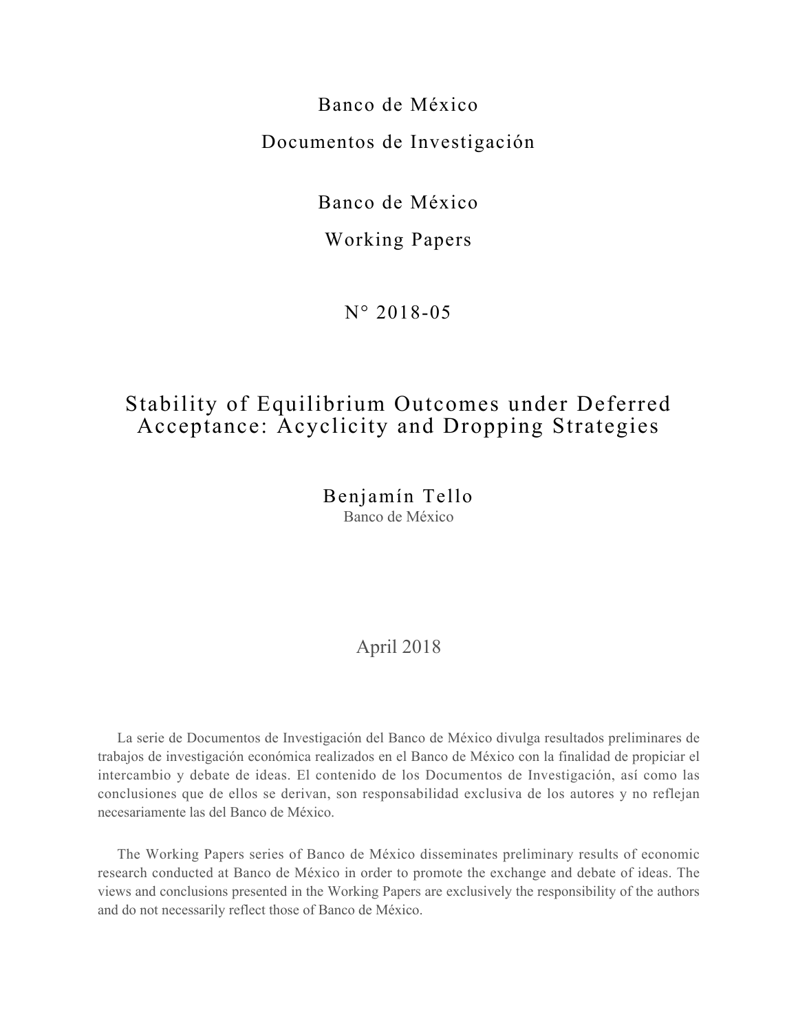Banco de México

Documentos de Investigación

Banco de México

Working Papers

N° 2018-05

# Stability of Equilibrium Outcomes under Deferred Acceptance: Acyclicity and Dropping Strategies

Benjamín Tello
Banco de México

April 2018

La serie de Documentos de Investigación del Banco de México divulga resultados preliminares de trabajos de investigación económica realizados en el Banco de México con la finalidad de propiciar el intercambio y debate de ideas. El contenido de los Documentos de Investigación, así como las conclusiones que de ellos se derivan, son responsabilidad exclusiva de los autores y no reflejan necesariamente las del Banco de México.

The Working Papers series of Banco de México disseminates preliminary results of economic research conducted at Banco de México in order to promote the exchange and debate of ideas. The views and conclusions presented in the Working Papers are exclusively the responsibility of the authors and do not necessarily reflect those of Banco de México.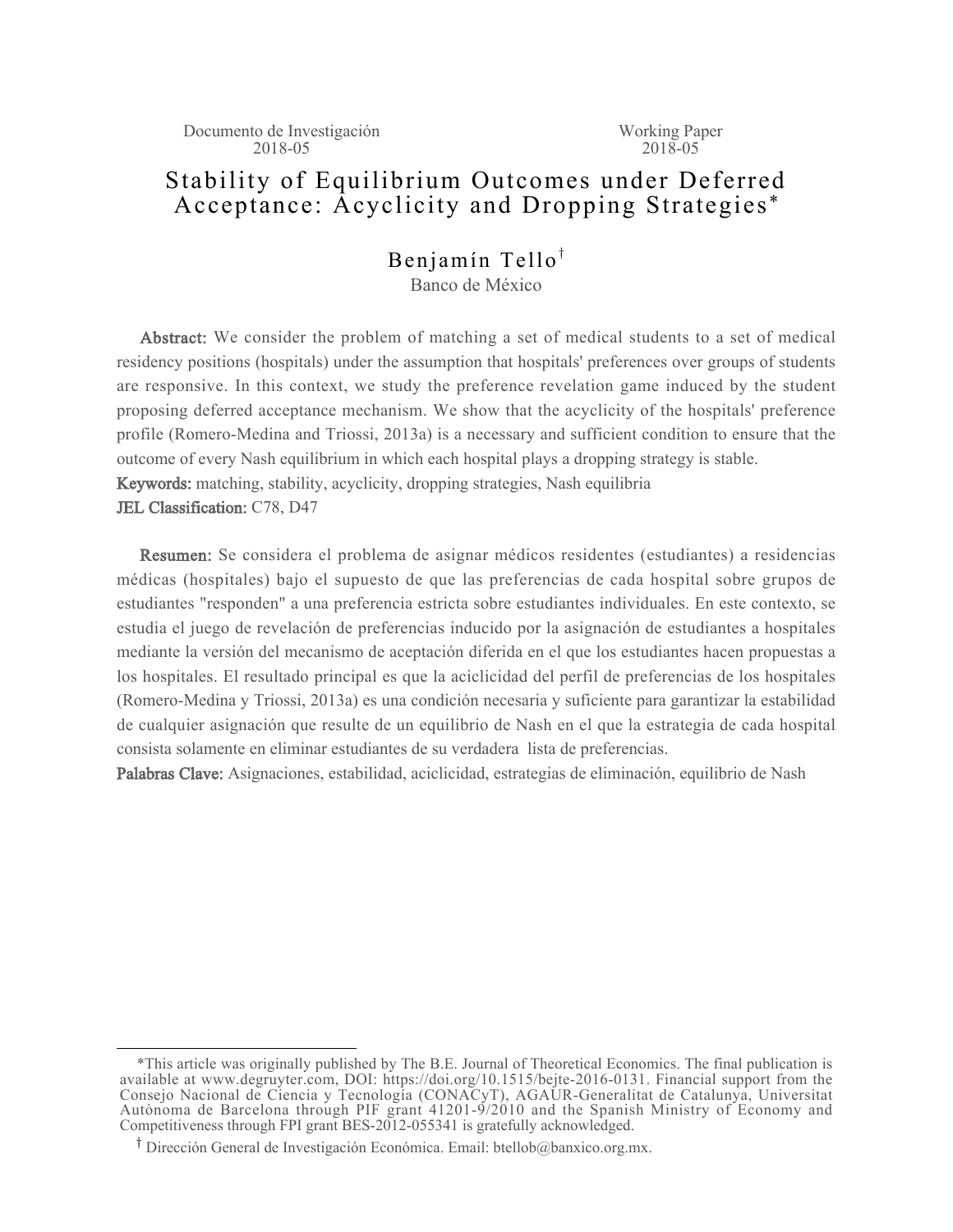Documento de Investigación 2018-05

Working Paper 2018-05

# Stability of Equilibrium Outcomes under Deferred Acceptance: Acyclicity and Dropping Strategies*

Benjamín Tello[†]

Banco de México

**Abstract:** We consider the problem of matching a set of medical students to a set of medical residency positions (hospitals) under the assumption that hospitals' preferences over groups of students are responsive. In this context, we study the preference revelation game induced by the student proposing deferred acceptance mechanism. We show that the acyclicity of the hospitals' preference profile (Romero-Medina and Triossi, 2013a) is a necessary and sufficient condition to ensure that the outcome of every Nash equilibrium in which each hospital plays a dropping strategy is stable.

**Keywords:** matching, stability, acyclicity, dropping strategies, Nash equilibria

**JEL Classification:** C78, D47

**Resumen:** Se considera el problema de asignar médicos residentes (estudiantes) a residencias médicas (hospitales) bajo el supuesto de que las preferencias de cada hospital sobre grupos de estudiantes "responden" a una preferencia estricta sobre estudiantes individuales. En este contexto, se estudia el juego de revelación de preferencias inducido por la asignación de estudiantes a hospitales mediante la versión del mecanismo de aceptación diferida en el que los estudiantes hacen propuestas a los hospitales. El resultado principal es que la aciclicidad del perfil de preferencias de los hospitales (Romero-Medina y Triossi, 2013a) es una condición necesaria y suficiente para garantizar la estabilidad de cualquier asignación que resulte de un equilibrio de Nash en el que la estrategia de cada hospital consista solamente en eliminar estudiantes de su verdadera lista de preferencias.

**Palabras Clave:** Asignaciones, estabilidad, aciclicidad, estrategias de eliminación, equilibrio de Nash

*This article was originally published by The B.E. Journal of Theoretical Economics. The final publication is available at www.degruyter.com, DOI: https://doi.org/10.1515/bejte-2016-0131. Financial support from the Consejo Nacional de Ciencia y Tecnología (CONACyT), AGAUR-Generalitat de Catalunya, Universitat Autònoma de Barcelona through PIF grant 41201-9/2010 and the Spanish Ministry of Economy and Competitiveness through FPI grant BES-2012-055341 is gratefully acknowledged.

[†] Dirección General de Investigación Económica. Email: btellob@banxico.org.mx.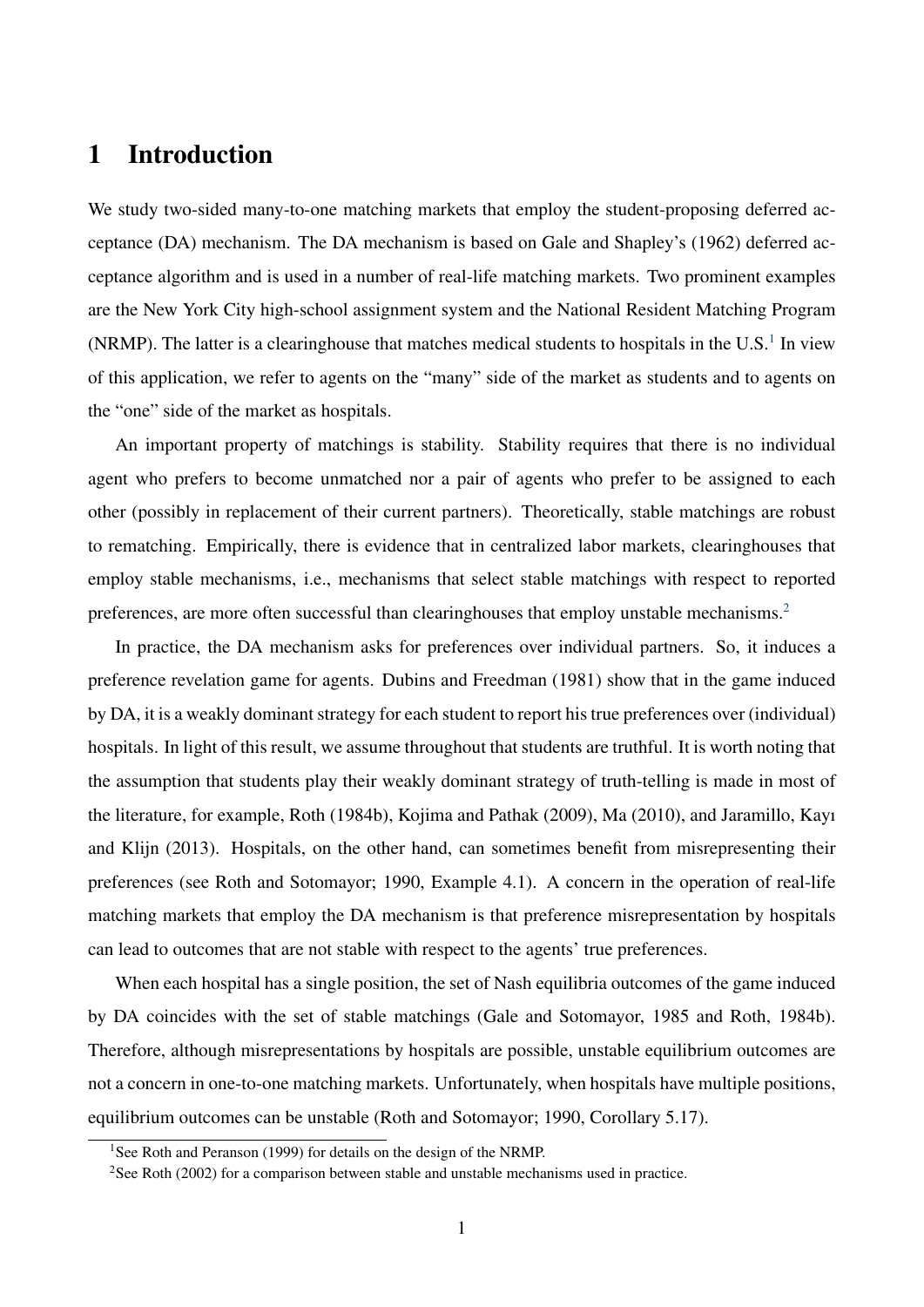# 1 Introduction

We study two-sided many-to-one matching markets that employ the student-proposing deferred acceptance (DA) mechanism. The DA mechanism is based on Gale and Shapley's (1962) deferred acceptance algorithm and is used in a number of real-life matching markets. Two prominent examples are the New York City high-school assignment system and the National Resident Matching Program (NRMP). The latter is a clearinghouse that matches medical students to hospitals in the U.S.[1] In view of this application, we refer to agents on the "many" side of the market as students and to agents on the "one" side of the market as hospitals.

An important property of matchings is stability. Stability requires that there is no individual agent who prefers to become unmatched nor a pair of agents who prefer to be assigned to each other (possibly in replacement of their current partners). Theoretically, stable matchings are robust to rematching. Empirically, there is evidence that in centralized labor markets, clearinghouses that employ stable mechanisms, i.e., mechanisms that select stable matchings with respect to reported preferences, are more often successful than clearinghouses that employ unstable mechanisms.[2]

In practice, the DA mechanism asks for preferences over individual partners. So, it induces a preference revelation game for agents. Dubins and Freedman (1981) show that in the game induced by DA, it is a weakly dominant strategy for each student to report his true preferences over (individual) hospitals. In light of this result, we assume throughout that students are truthful. It is worth noting that the assumption that students play their weakly dominant strategy of truth-telling is made in most of the literature, for example, Roth (1984b), Kojima and Pathak (2009), Ma (2010), and Jaramillo, Kayı and Klijn (2013). Hospitals, on the other hand, can sometimes benefit from misrepresenting their preferences (see Roth and Sotomayor; 1990, Example 4.1). A concern in the operation of real-life matching markets that employ the DA mechanism is that preference misrepresentation by hospitals can lead to outcomes that are not stable with respect to the agents' true preferences.

When each hospital has a single position, the set of Nash equilibria outcomes of the game induced by DA coincides with the set of stable matchings (Gale and Sotomayor, 1985 and Roth, 1984b). Therefore, although misrepresentations by hospitals are possible, unstable equilibrium outcomes are not a concern in one-to-one matching markets. Unfortunately, when hospitals have multiple positions, equilibrium outcomes can be unstable (Roth and Sotomayor; 1990, Corollary 5.17).

[1] See Roth and Peranson (1999) for details on the design of the NRMP.

[2] See Roth (2002) for a comparison between stable and unstable mechanisms used in practice.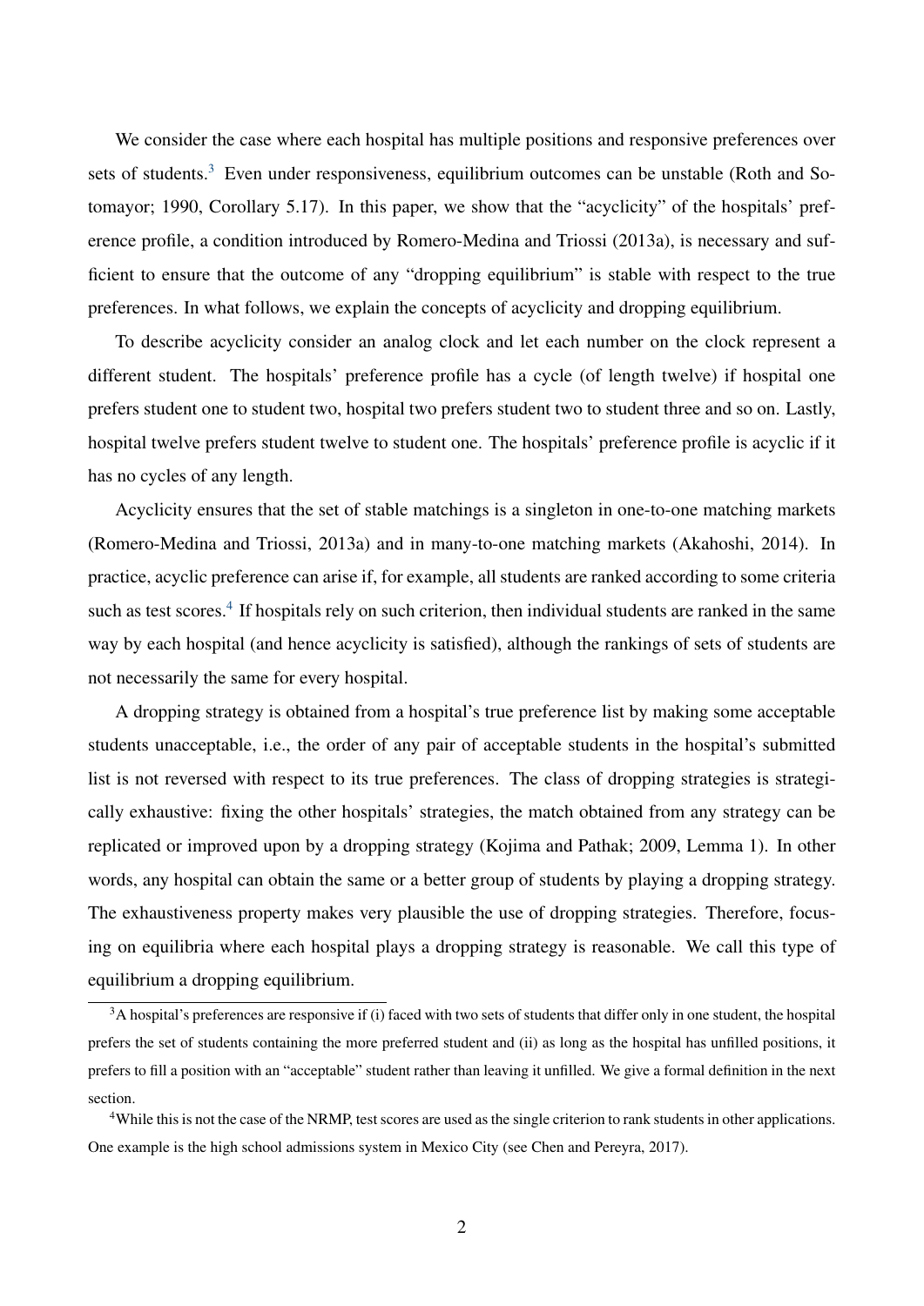We consider the case where each hospital has multiple positions and responsive preferences over sets of students.[3] Even under responsiveness, equilibrium outcomes can be unstable (Roth and Sotomayor; 1990, Corollary 5.17). In this paper, we show that the "acyclicity" of the hospitals' preference profile, a condition introduced by Romero-Medina and Triossi (2013a), is necessary and sufficient to ensure that the outcome of any "dropping equilibrium" is stable with respect to the true preferences. In what follows, we explain the concepts of acyclicity and dropping equilibrium.

To describe acyclicity consider an analog clock and let each number on the clock represent a different student. The hospitals' preference profile has a cycle (of length twelve) if hospital one prefers student one to student two, hospital two prefers student two to student three and so on. Lastly, hospital twelve prefers student twelve to student one. The hospitals' preference profile is acyclic if it has no cycles of any length.

Acyclicity ensures that the set of stable matchings is a singleton in one-to-one matching markets (Romero-Medina and Triossi, 2013a) and in many-to-one matching markets (Akahoshi, 2014). In practice, acyclic preference can arise if, for example, all students are ranked according to some criteria such as test scores.[4] If hospitals rely on such criterion, then individual students are ranked in the same way by each hospital (and hence acyclicity is satisfied), although the rankings of sets of students are not necessarily the same for every hospital.

A dropping strategy is obtained from a hospital's true preference list by making some acceptable students unacceptable, i.e., the order of any pair of acceptable students in the hospital's submitted list is not reversed with respect to its true preferences. The class of dropping strategies is strategically exhaustive: fixing the other hospitals' strategies, the match obtained from any strategy can be replicated or improved upon by a dropping strategy (Kojima and Pathak; 2009, Lemma 1). In other words, any hospital can obtain the same or a better group of students by playing a dropping strategy. The exhaustiveness property makes very plausible the use of dropping strategies. Therefore, focusing on equilibria where each hospital plays a dropping strategy is reasonable. We call this type of equilibrium a dropping equilibrium.

---

[3] A hospital's preferences are responsive if (i) faced with two sets of students that differ only in one student, the hospital prefers the set of students containing the more preferred student and (ii) as long as the hospital has unfilled positions, it prefers to fill a position with an "acceptable" student rather than leaving it unfilled. We give a formal definition in the next section.

[4] While this is not the case of the NRMP, test scores are used as the single criterion to rank students in other applications. One example is the high school admissions system in Mexico City (see Chen and Pereyra, 2017).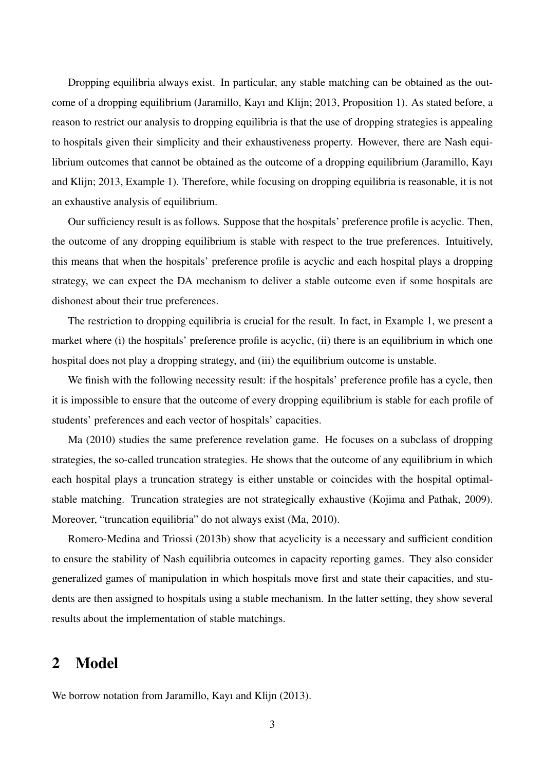Dropping equilibria always exist. In particular, any stable matching can be obtained as the outcome of a dropping equilibrium (Jaramillo, Kayı and Klijn; 2013, Proposition 1). As stated before, a reason to restrict our analysis to dropping equilibria is that the use of dropping strategies is appealing to hospitals given their simplicity and their exhaustiveness property. However, there are Nash equilibrium outcomes that cannot be obtained as the outcome of a dropping equilibrium (Jaramillo, Kayı and Klijn; 2013, Example 1). Therefore, while focusing on dropping equilibria is reasonable, it is not an exhaustive analysis of equilibrium.

Our sufficiency result is as follows. Suppose that the hospitals' preference profile is acyclic. Then, the outcome of any dropping equilibrium is stable with respect to the true preferences. Intuitively, this means that when the hospitals' preference profile is acyclic and each hospital plays a dropping strategy, we can expect the DA mechanism to deliver a stable outcome even if some hospitals are dishonest about their true preferences.

The restriction to dropping equilibria is crucial for the result. In fact, in Example 1, we present a market where (i) the hospitals' preference profile is acyclic, (ii) there is an equilibrium in which one hospital does not play a dropping strategy, and (iii) the equilibrium outcome is unstable.

We finish with the following necessity result: if the hospitals' preference profile has a cycle, then it is impossible to ensure that the outcome of every dropping equilibrium is stable for each profile of students' preferences and each vector of hospitals' capacities.

Ma (2010) studies the same preference revelation game. He focuses on a subclass of dropping strategies, the so-called truncation strategies. He shows that the outcome of any equilibrium in which each hospital plays a truncation strategy is either unstable or coincides with the hospital optimal-stable matching. Truncation strategies are not strategically exhaustive (Kojima and Pathak, 2009). Moreover, "truncation equilibria" do not always exist (Ma, 2010).

Romero-Medina and Triossi (2013b) show that acyclicity is a necessary and sufficient condition to ensure the stability of Nash equilibria outcomes in capacity reporting games. They also consider generalized games of manipulation in which hospitals move first and state their capacities, and students are then assigned to hospitals using a stable mechanism. In the latter setting, they show several results about the implementation of stable matchings.

# 2 Model

We borrow notation from Jaramillo, Kayı and Klijn (2013).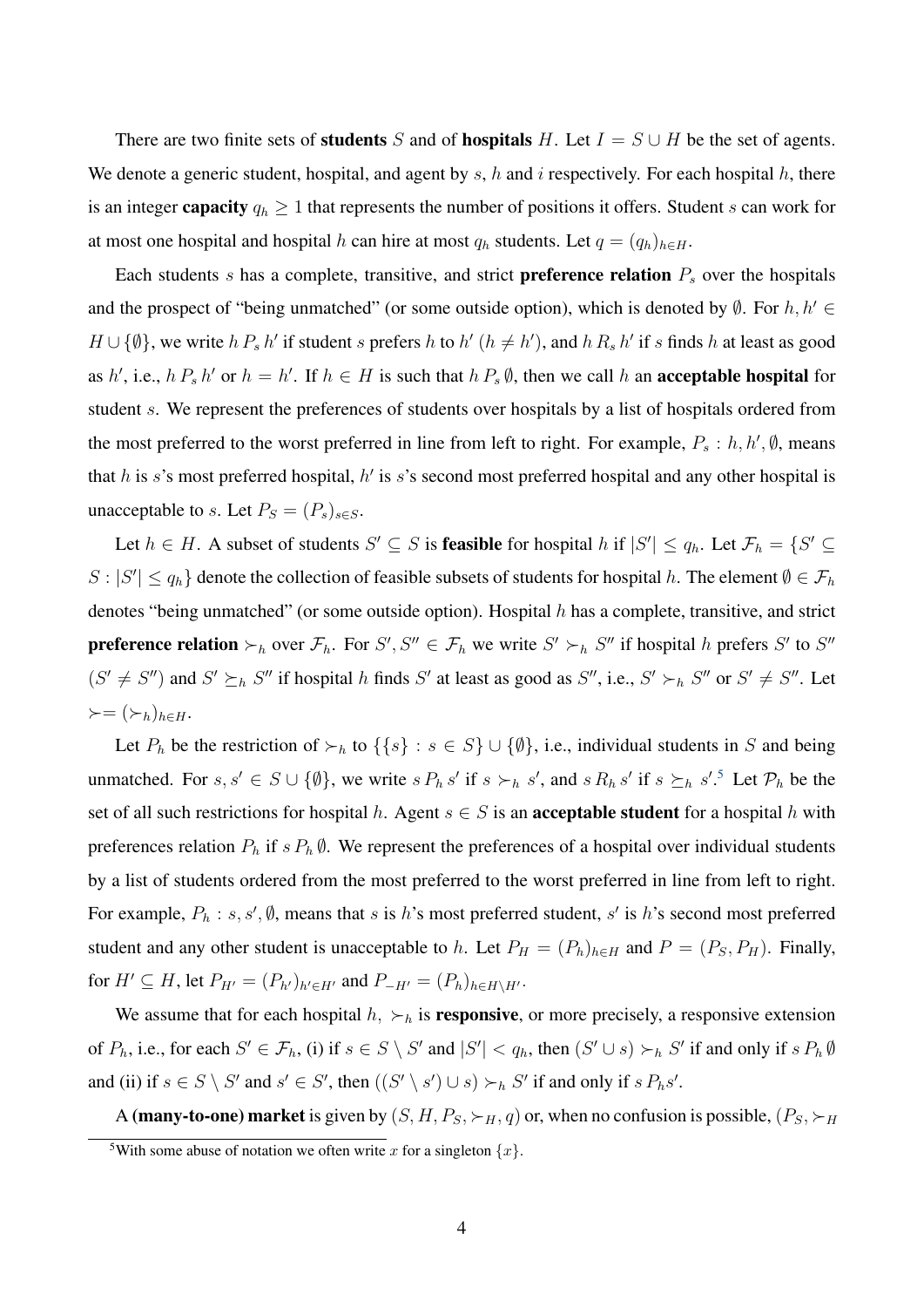There are two finite sets of **students** $S$ and of **hospitals** $H$. Let $I = S \cup H$ be the set of agents. We denote a generic student, hospital, and agent by $s$, $h$ and $i$ respectively. For each hospital $h$, there is an integer **capacity** $q_h \geq 1$ that represents the number of positions it offers. Student $s$ can work for at most one hospital and hospital $h$ can hire at most $q_h$ students. Let $q = (q_h)_{h \in H}$.

Each students $s$ has a complete, transitive, and strict **preference relation** $P_s$ over the hospitals and the prospect of "being unmatched" (or some outside option), which is denoted by $\emptyset$. For $h, h' \in H \cup \{\emptyset\}$, we write $h \, P_s \, h'$ if student $s$ prefers $h$ to $h'$ ($h \neq h'$), and $h \, R_s \, h'$ if $s$ finds $h$ at least as good as $h'$, i.e., $h \, P_s \, h'$ or $h = h'$. If $h \in H$ is such that $h \, P_s \, \emptyset$, then we call $h$ an **acceptable hospital** for student $s$. We represent the preferences of students over hospitals by a list of hospitals ordered from the most preferred to the worst preferred in line from left to right. For example, $P_s : h, h', \emptyset$, means that $h$ is $s$'s most preferred hospital, $h'$ is $s$'s second most preferred hospital and any other hospital is unacceptable to $s$. Let $P_S = (P_s)_{s \in S}$.

Let $h \in H$. A subset of students $S' \subseteq S$ is **feasible** for hospital $h$ if $|S'| \leq q_h$. Let $\mathcal{F}_h = \{S' \subseteq S : |S'| \leq q_h\}$ denote the collection of feasible subsets of students for hospital $h$. The element $\emptyset \in \mathcal{F}_h$ denotes "being unmatched" (or some outside option). Hospital $h$ has a complete, transitive, and strict **preference relation** $\succ_h$ over $\mathcal{F}_h$. For $S', S'' \in \mathcal{F}_h$ we write $S' \succ_h S''$ if hospital $h$ prefers $S'$ to $S''$ ($S' \neq S''$) and $S' \succeq_h S''$ if hospital $h$ finds $S'$ at least as good as $S''$, i.e., $S' \succ_h S''$ or $S' \neq S''$. Let $\succ = (\succ_h)_{h \in H}$.

Let $P_h$ be the restriction of $\succ_h$ to $\{\{s\} : s \in S\} \cup \{\emptyset\}$, i.e., individual students in $S$ and being unmatched. For $s, s' \in S \cup \{\emptyset\}$, we write $s \, P_h \, s'$ if $s \succ_h s'$, and $s \, R_h \, s'$ if $s \succeq_h s'$.[5] Let $\mathcal{P}_h$ be the set of all such restrictions for hospital $h$. Agent $s \in S$ is an **acceptable student** for a hospital $h$ with preferences relation $P_h$ if $s \, P_h \, \emptyset$. We represent the preferences of a hospital over individual students by a list of students ordered from the most preferred to the worst preferred in line from left to right. For example, $P_h : s, s', \emptyset$, means that $s$ is $h$'s most preferred student, $s'$ is $h$'s second most preferred student and any other student is unacceptable to $h$. Let $P_H = (P_h)_{h \in H}$ and $P = (P_S, P_H)$. Finally, for $H' \subseteq H$, let $P_{H'} = (P_{h'})_{h' \in H'}$ and $P_{-H'} = (P_h)_{h \in H \setminus H'}$.

We assume that for each hospital $h$, $\succ_h$ is **responsive**, or more precisely, a responsive extension of $P_h$, i.e., for each $S' \in \mathcal{F}_h$, (i) if $s \in S \setminus S'$ and $|S'| < q_h$, then $(S' \cup s) \succ_h S'$ if and only if $s \, P_h \, \emptyset$ and (ii) if $s \in S \setminus S'$ and $s' \in S'$, then $((S' \setminus s') \cup s) \succ_h S'$ if and only if $s \, P_h s'$.

A **(many-to-one) market** is given by $(S, H, P_S, \succ_H, q)$ or, when no confusion is possible, $(P_S, \succ_H$

[5] With some abuse of notation we often write $x$ for a singleton $\{x\}$.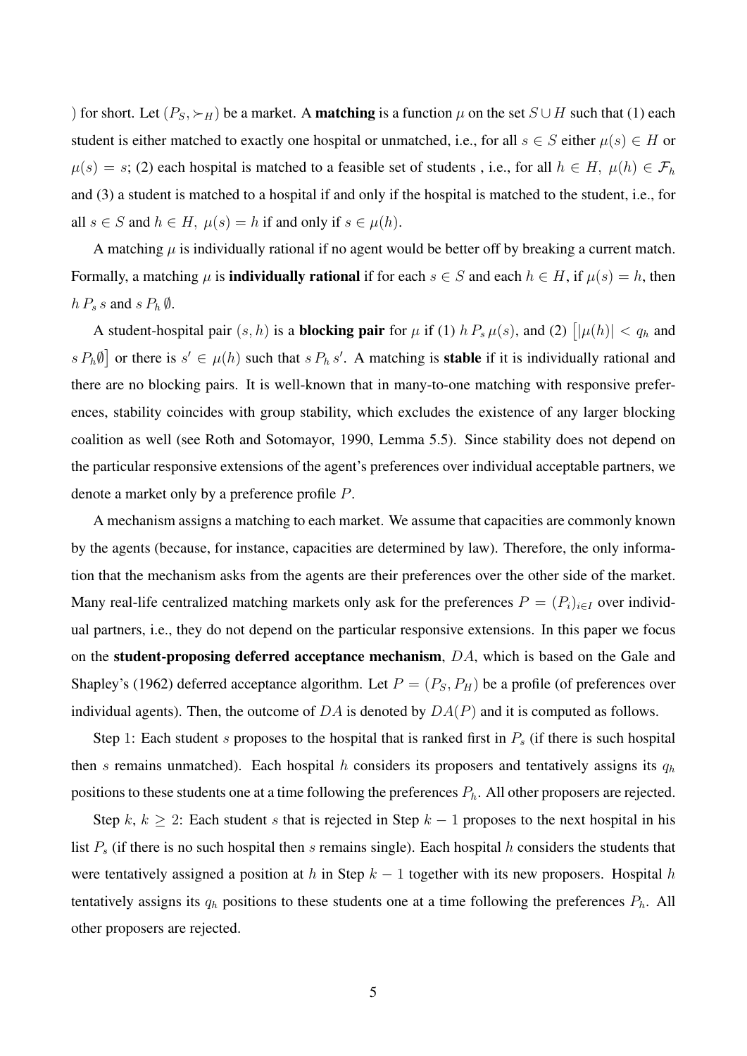) for short. Let $(P_S, \succ_H)$ be a market. A **matching** is a function $\mu$ on the set $S \cup H$ such that (1) each student is either matched to exactly one hospital or unmatched, i.e., for all $s \in S$ either $\mu(s) \in H$ or $\mu(s) = s$; (2) each hospital is matched to a feasible set of students , i.e., for all $h \in H,\ \mu(h) \in \mathcal{F}_h$ and (3) a student is matched to a hospital if and only if the hospital is matched to the student, i.e., for all $s \in S$ and $h \in H,\ \mu(s) = h$ if and only if $s \in \mu(h)$.

A matching $\mu$ is individually rational if no agent would be better off by breaking a current match. Formally, a matching $\mu$ is **individually rational** if for each $s \in S$ and each $h \in H$, if $\mu(s) = h$, then $h\, P_s\, s$ and $s\, P_h\, \emptyset$.

A student-hospital pair $(s, h)$ is a **blocking pair** for $\mu$ if (1) $h\, P_s\, \mu(s)$, and (2) $\left[|\mu(h)| < q_h \text{ and } s\, P_h \emptyset\right]$ or there is $s' \in \mu(h)$ such that $s\, P_h\, s'$. A matching is **stable** if it is individually rational and there are no blocking pairs. It is well-known that in many-to-one matching with responsive preferences, stability coincides with group stability, which excludes the existence of any larger blocking coalition as well (see Roth and Sotomayor, 1990, Lemma 5.5). Since stability does not depend on the particular responsive extensions of the agent's preferences over individual acceptable partners, we denote a market only by a preference profile $P$.

A mechanism assigns a matching to each market. We assume that capacities are commonly known by the agents (because, for instance, capacities are determined by law). Therefore, the only information that the mechanism asks from the agents are their preferences over the other side of the market. Many real-life centralized matching markets only ask for the preferences $P = (P_i)_{i \in I}$ over individual partners, i.e., they do not depend on the particular responsive extensions. In this paper we focus on the **student-proposing deferred acceptance mechanism**, $DA$, which is based on the Gale and Shapley's (1962) deferred acceptance algorithm. Let $P = (P_S, P_H)$ be a profile (of preferences over individual agents). Then, the outcome of $DA$ is denoted by $DA(P)$ and it is computed as follows.

Step 1: Each student $s$ proposes to the hospital that is ranked first in $P_s$ (if there is such hospital then $s$ remains unmatched). Each hospital $h$ considers its proposers and tentatively assigns its $q_h$ positions to these students one at a time following the preferences $P_h$. All other proposers are rejected.

Step $k$, $k \geq 2$: Each student $s$ that is rejected in Step $k - 1$ proposes to the next hospital in his list $P_s$ (if there is no such hospital then $s$ remains single). Each hospital $h$ considers the students that were tentatively assigned a position at $h$ in Step $k - 1$ together with its new proposers. Hospital $h$ tentatively assigns its $q_h$ positions to these students one at a time following the preferences $P_h$. All other proposers are rejected.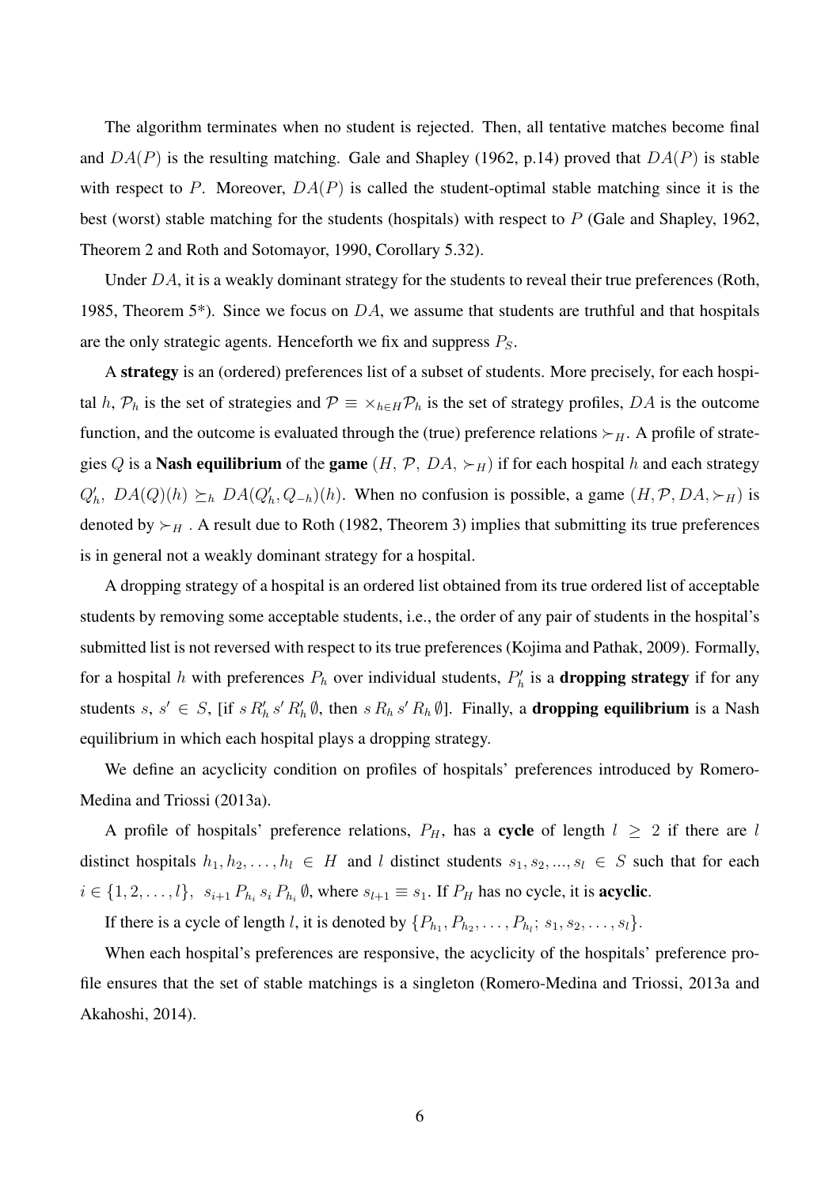The algorithm terminates when no student is rejected. Then, all tentative matches become final and $DA(P)$ is the resulting matching. Gale and Shapley (1962, p.14) proved that $DA(P)$ is stable with respect to $P$. Moreover, $DA(P)$ is called the student-optimal stable matching since it is the best (worst) stable matching for the students (hospitals) with respect to $P$ (Gale and Shapley, 1962, Theorem 2 and Roth and Sotomayor, 1990, Corollary 5.32).

Under $DA$, it is a weakly dominant strategy for the students to reveal their true preferences (Roth, 1985, Theorem 5*). Since we focus on $DA$, we assume that students are truthful and that hospitals are the only strategic agents. Henceforth we fix and suppress $P_S$.

A **strategy** is an (ordered) preferences list of a subset of students. More precisely, for each hospital $h$, $\mathcal{P}_h$ is the set of strategies and $\mathcal{P} \equiv \times_{h \in H} \mathcal{P}_h$ is the set of strategy profiles, $DA$ is the outcome function, and the outcome is evaluated through the (true) preference relations $\succ_H$. A profile of strategies $Q$ is a **Nash equilibrium** of the **game** $(H, \mathcal{P}, DA, \succ_H)$ if for each hospital $h$ and each strategy $Q'_h$, $DA(Q)(h) \succeq_h DA(Q'_h, Q_{-h})(h)$. When no confusion is possible, a game $(H, \mathcal{P}, DA, \succ_H)$ is denoted by $\succ_H$ . A result due to Roth (1982, Theorem 3) implies that submitting its true preferences is in general not a weakly dominant strategy for a hospital.

A dropping strategy of a hospital is an ordered list obtained from its true ordered list of acceptable students by removing some acceptable students, i.e., the order of any pair of students in the hospital's submitted list is not reversed with respect to its true preferences (Kojima and Pathak, 2009). Formally, for a hospital $h$ with preferences $P_h$ over individual students, $P'_h$ is a **dropping strategy** if for any students $s$, $s' \in S$, [if $s \, R'_h \, s' \, R'_h \, \emptyset$, then $s \, R_h \, s' \, R_h \, \emptyset$]. Finally, a **dropping equilibrium** is a Nash equilibrium in which each hospital plays a dropping strategy.

We define an acyclicity condition on profiles of hospitals' preferences introduced by Romero-Medina and Triossi (2013a).

A profile of hospitals' preference relations, $P_H$, has a **cycle** of length $l \geq 2$ if there are $l$ distinct hospitals $h_1, h_2, \ldots, h_l \in H$ and $l$ distinct students $s_1, s_2, ..., s_l \in S$ such that for each $i \in \{1, 2, \ldots, l\}$, $s_{i+1} \, P_{h_i} \, s_i \, P_{h_i} \, \emptyset$, where $s_{l+1} \equiv s_1$. If $P_H$ has no cycle, it is **acyclic**.

If there is a cycle of length $l$, it is denoted by $\{P_{h_1}, P_{h_2}, \ldots, P_{h_l}; \, s_1, s_2, \ldots, s_l\}$.

When each hospital's preferences are responsive, the acyclicity of the hospitals' preference profile ensures that the set of stable matchings is a singleton (Romero-Medina and Triossi, 2013a and Akahoshi, 2014).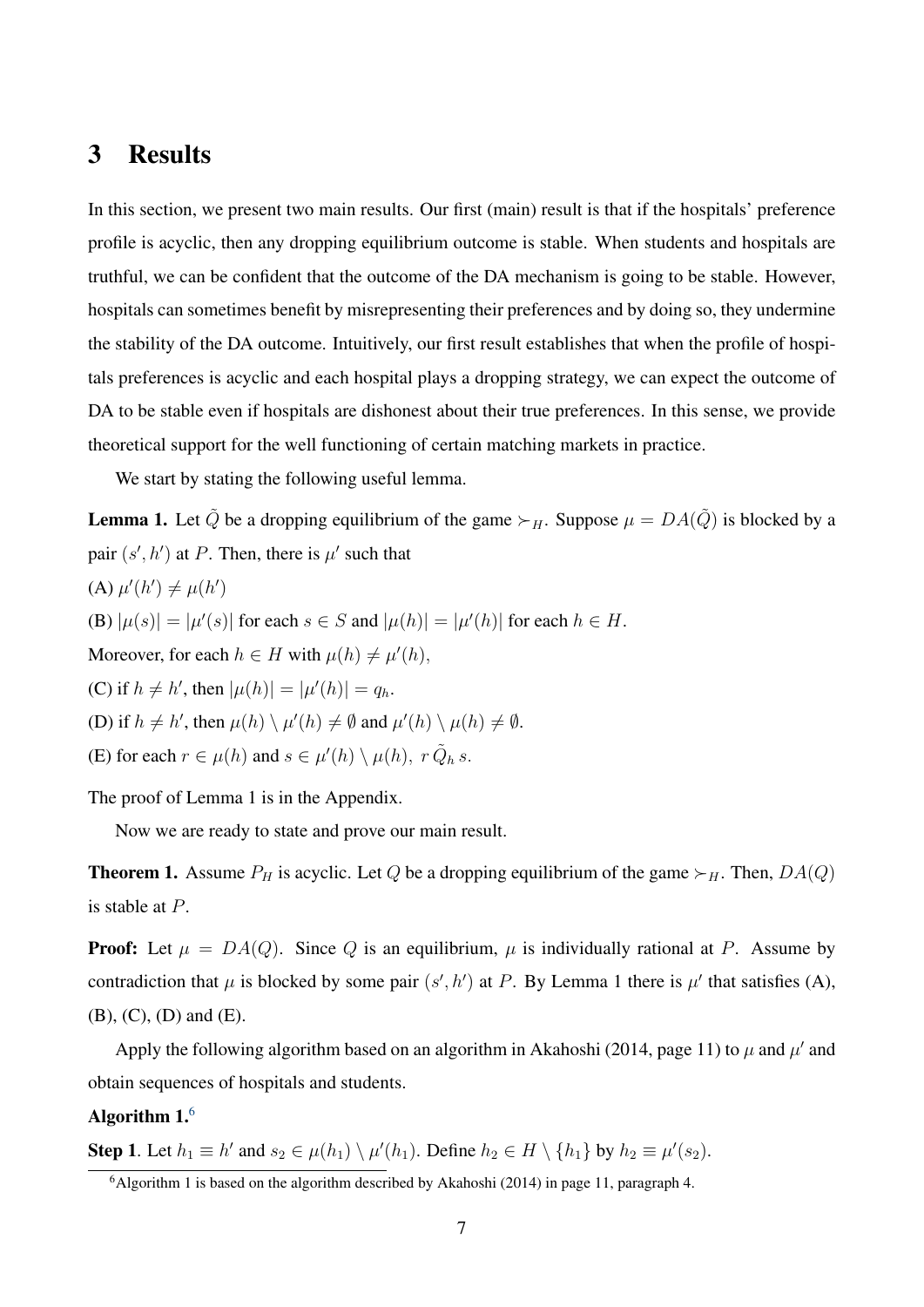# 3 Results

In this section, we present two main results. Our first (main) result is that if the hospitals' preference profile is acyclic, then any dropping equilibrium outcome is stable. When students and hospitals are truthful, we can be confident that the outcome of the DA mechanism is going to be stable. However, hospitals can sometimes benefit by misrepresenting their preferences and by doing so, they undermine the stability of the DA outcome. Intuitively, our first result establishes that when the profile of hospitals preferences is acyclic and each hospital plays a dropping strategy, we can expect the outcome of DA to be stable even if hospitals are dishonest about their true preferences. In this sense, we provide theoretical support for the well functioning of certain matching markets in practice.

We start by stating the following useful lemma.

**Lemma 1.** Let $\tilde{Q}$ be a dropping equilibrium of the game $\succ_H$. Suppose $\mu = DA(\tilde{Q})$ is blocked by a pair $(s', h')$ at $P$. Then, there is $\mu'$ such that

(A) $\mu'(h') \neq \mu(h')$

(B) $|\mu(s)| = |\mu'(s)|$ for each $s \in S$ and $|\mu(h)| = |\mu'(h)|$ for each $h \in H$.

Moreover, for each $h \in H$ with $\mu(h) \neq \mu'(h)$,

(C) if $h \neq h'$, then $|\mu(h)| = |\mu'(h)| = q_h$.

(D) if $h \neq h'$, then $\mu(h) \setminus \mu'(h) \neq \emptyset$ and $\mu'(h) \setminus \mu(h) \neq \emptyset$.

(E) for each $r \in \mu(h)$ and $s \in \mu'(h) \setminus \mu(h)$, $r \, \tilde{Q}_h \, s$.

The proof of Lemma 1 is in the Appendix.

Now we are ready to state and prove our main result.

**Theorem 1.** Assume $P_H$ is acyclic. Let $Q$ be a dropping equilibrium of the game $\succ_H$. Then, $DA(Q)$ is stable at $P$.

**Proof:** Let $\mu = DA(Q)$. Since $Q$ is an equilibrium, $\mu$ is individually rational at $P$. Assume by contradiction that $\mu$ is blocked by some pair $(s', h')$ at $P$. By Lemma 1 there is $\mu'$ that satisfies (A), (B), (C), (D) and (E).

Apply the following algorithm based on an algorithm in Akahoshi (2014, page 11) to $\mu$ and $\mu'$ and obtain sequences of hospitals and students.

**Algorithm 1.**[6]

**Step 1**. Let $h_1 \equiv h'$ and $s_2 \in \mu(h_1) \setminus \mu'(h_1)$. Define $h_2 \in H \setminus \{h_1\}$ by $h_2 \equiv \mu'(s_2)$.

[6]Algorithm 1 is based on the algorithm described by Akahoshi (2014) in page 11, paragraph 4.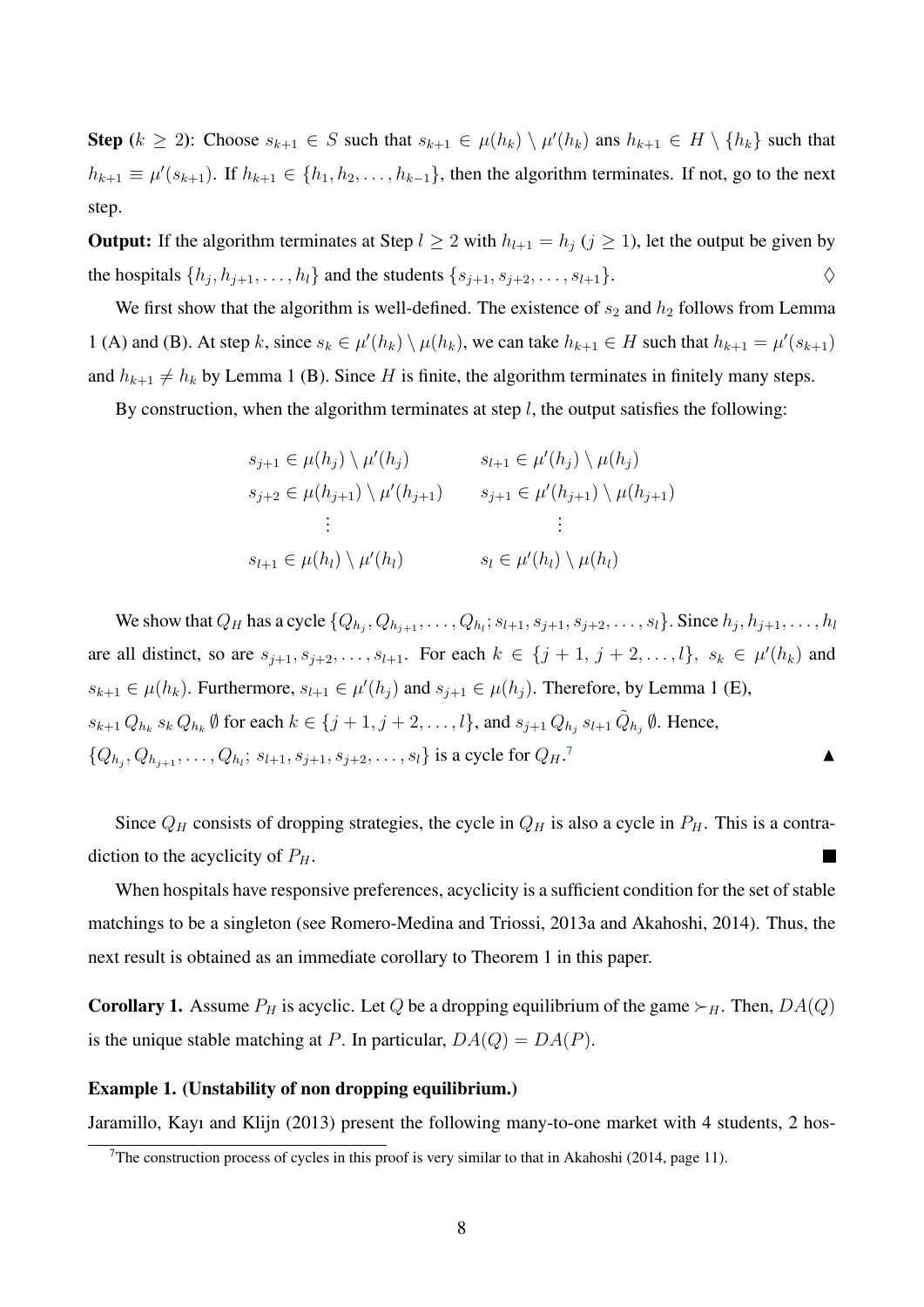**Step** ($k \geq 2$): Choose $s_{k+1} \in S$ such that $s_{k+1} \in \mu(h_k) \setminus \mu'(h_k)$ ans $h_{k+1} \in H \setminus \{h_k\}$ such that $h_{k+1} \equiv \mu'(s_{k+1})$. If $h_{k+1} \in \{h_1, h_2, \ldots, h_{k-1}\}$, then the algorithm terminates. If not, go to the next step.

**Output:** If the algorithm terminates at Step $l \geq 2$ with $h_{l+1} = h_j$ ($j \geq 1$), let the output be given by the hospitals $\{h_j, h_{j+1}, \ldots, h_l\}$ and the students $\{s_{j+1}, s_{j+2}, \ldots, s_{l+1}\}$. $\Diamond$

We first show that the algorithm is well-defined. The existence of $s_2$ and $h_2$ follows from Lemma 1 (A) and (B). At step $k$, since $s_k \in \mu'(h_k) \setminus \mu(h_k)$, we can take $h_{k+1} \in H$ such that $h_{k+1} = \mu'(s_{k+1})$ and $h_{k+1} \neq h_k$ by Lemma 1 (B). Since $H$ is finite, the algorithm terminates in finitely many steps.

By construction, when the algorithm terminates at step $l$, the output satisfies the following:

$$
\begin{array}{ll}
s_{j+1} \in \mu(h_j) \setminus \mu'(h_j) & \quad s_{l+1} \in \mu'(h_j) \setminus \mu(h_j) \\
s_{j+2} \in \mu(h_{j+1}) \setminus \mu'(h_{j+1}) & \quad s_{j+1} \in \mu'(h_{j+1}) \setminus \mu(h_{j+1}) \\
\vdots & \quad \vdots \\
s_{l+1} \in \mu(h_l) \setminus \mu'(h_l) & \quad s_l \in \mu'(h_l) \setminus \mu(h_l)
\end{array}
$$

We show that $Q_H$ has a cycle $\{Q_{h_j}, Q_{h_{j+1}}, \ldots, Q_{h_l}; s_{l+1}, s_{j+1}, s_{j+2}, \ldots, s_l\}$. Since $h_j, h_{j+1}, \ldots, h_l$ are all distinct, so are $s_{j+1}, s_{j+2}, \ldots, s_{l+1}$. For each $k \in \{j+1, j+2, \ldots, l\}$, $s_k \in \mu'(h_k)$ and $s_{k+1} \in \mu(h_k)$. Furthermore, $s_{l+1} \in \mu'(h_j)$ and $s_{j+1} \in \mu(h_j)$. Therefore, by Lemma 1 (E), $s_{k+1} \, Q_{h_k} \, s_k \, Q_{h_k} \, \emptyset$ for each $k \in \{j+1, j+2, \ldots, l\}$, and $s_{j+1} \, Q_{h_j} \, s_{l+1} \, \tilde{Q}_{h_j} \, \emptyset$. Hence, $\{Q_{h_j}, Q_{h_{j+1}}, \ldots, Q_{h_l}; \, s_{l+1}, s_{j+1}, s_{j+2}, \ldots, s_l\}$ is a cycle for $Q_H$.[7] ▲

Since $Q_H$ consists of dropping strategies, the cycle in $Q_H$ is also a cycle in $P_H$. This is a contradiction to the acyclicity of $P_H$. ■

When hospitals have responsive preferences, acyclicity is a sufficient condition for the set of stable matchings to be a singleton (see Romero-Medina and Triossi, 2013a and Akahoshi, 2014). Thus, the next result is obtained as an immediate corollary to Theorem 1 in this paper.

**Corollary 1.** Assume $P_H$ is acyclic. Let $Q$ be a dropping equilibrium of the game $\succ_H$. Then, $DA(Q)$ is the unique stable matching at $P$. In particular, $DA(Q) = DA(P)$.

**Example 1. (Unstability of non dropping equilibrium.)**

Jaramillo, Kayı and Klijn (2013) present the following many-to-one market with 4 students, 2 hos-

[7] The construction process of cycles in this proof is very similar to that in Akahoshi (2014, page 11).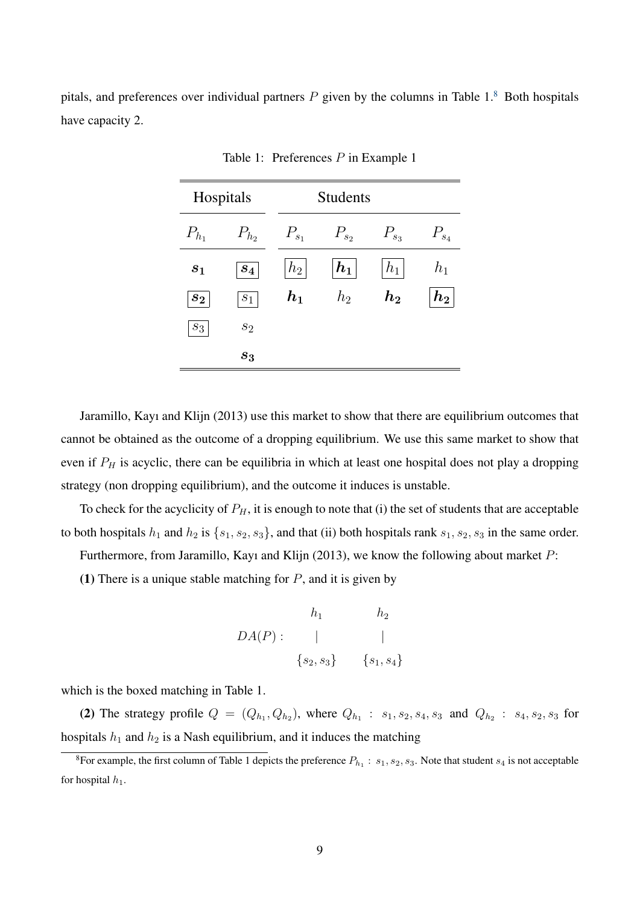pitals, and preferences over individual partners $P$ given by the columns in Table 1.[8] Both hospitals have capacity 2.

Table 1: Preferences $P$ in Example 1

| Hospitals | | Students | | | |
|---|---|---|---|---|---|
| $P_{h_1}$ | $P_{h_2}$ | $P_{s_1}$ | $P_{s_2}$ | $P_{s_3}$ | $P_{s_4}$ |
| $\boldsymbol{s_1}$ | $\boxed{\boldsymbol{s_4}}$ | $\boxed{h_2}$ | $\boxed{\boldsymbol{h_1}}$ | $\boxed{h_1}$ | $h_1$ |
| $\boxed{\boldsymbol{s_2}}$ | $\boxed{s_1}$ | $\boldsymbol{h_1}$ | $h_2$ | $\boldsymbol{h_2}$ | $\boxed{\boldsymbol{h_2}}$ |
| $\boxed{s_3}$ | $s_2$ | | | | |
| | $\boldsymbol{s_3}$ | | | | |

Jaramillo, Kayı and Klijn (2013) use this market to show that there are equilibrium outcomes that cannot be obtained as the outcome of a dropping equilibrium. We use this same market to show that even if $P_H$ is acyclic, there can be equilibria in which at least one hospital does not play a dropping strategy (non dropping equilibrium), and the outcome it induces is unstable.

To check for the acyclicity of $P_H$, it is enough to note that (i) the set of students that are acceptable to both hospitals $h_1$ and $h_2$ is $\{s_1, s_2, s_3\}$, and that (ii) both hospitals rank $s_1, s_2, s_3$ in the same order.

Furthermore, from Jaramillo, Kayı and Klijn (2013), we know the following about market $P$:

**(1)** There is a unique stable matching for $P$, and it is given by

$$DA(P): \quad \begin{array}{cc} h_1 & h_2 \\ | & | \\ \{s_2, s_3\} & \{s_1, s_4\} \end{array}$$

which is the boxed matching in Table 1.

**(2)** The strategy profile $Q = (Q_{h_1}, Q_{h_2})$, where $Q_{h_1}: s_1, s_2, s_4, s_3$ and $Q_{h_2}: s_4, s_2, s_3$ for hospitals $h_1$ and $h_2$ is a Nash equilibrium, and it induces the matching

[8] For example, the first column of Table 1 depicts the preference $P_{h_1}: s_1, s_2, s_3$. Note that student $s_4$ is not acceptable for hospital $h_1$.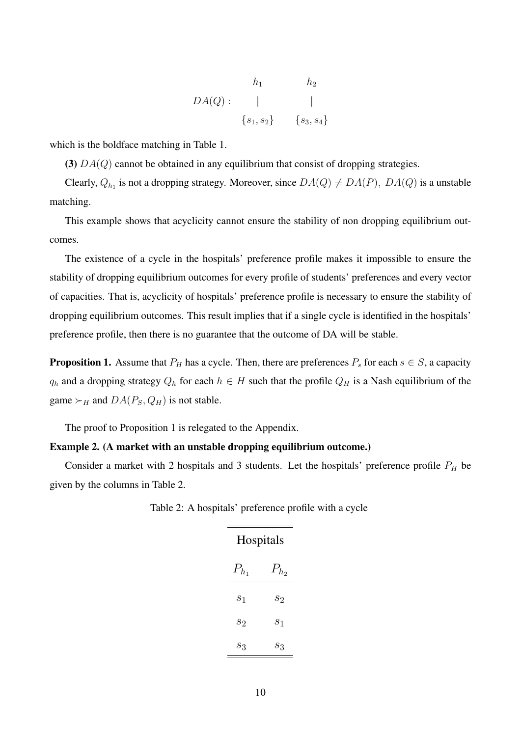$$
DA(Q): \quad \begin{array}{cc} h_1 & h_2 \\ | & | \\ \{s_1, s_2\} & \{s_3, s_4\} \end{array}
$$

which is the boldface matching in Table 1.

**(3)** $DA(Q)$ cannot be obtained in any equilibrium that consist of dropping strategies.

Clearly, $Q_{h_1}$ is not a dropping strategy. Moreover, since $DA(Q) \neq DA(P),\ DA(Q)$ is a unstable matching.

This example shows that acyclicity cannot ensure the stability of non dropping equilibrium outcomes.

The existence of a cycle in the hospitals' preference profile makes it impossible to ensure the stability of dropping equilibrium outcomes for every profile of students' preferences and every vector of capacities. That is, acyclicity of hospitals' preference profile is necessary to ensure the stability of dropping equilibrium outcomes. This result implies that if a single cycle is identified in the hospitals' preference profile, then there is no guarantee that the outcome of DA will be stable.

**Proposition 1.** Assume that $P_H$ has a cycle. Then, there are preferences $P_s$ for each $s \in S$, a capacity $q_h$ and a dropping strategy $Q_h$ for each $h \in H$ such that the profile $Q_H$ is a Nash equilibrium of the game $\succ_H$ and $DA(P_S, Q_H)$ is not stable.

The proof to Proposition 1 is relegated to the Appendix.

**Example 2. (A market with an unstable dropping equilibrium outcome.)**

Consider a market with 2 hospitals and 3 students. Let the hospitals' preference profile $P_H$ be given by the columns in Table 2.

Table 2: A hospitals' preference profile with a cycle

| Hospitals | |
|---|---|
| $P_{h_1}$ | $P_{h_2}$ |
| $s_1$ | $s_2$ |
| $s_2$ | $s_1$ |
| $s_3$ | $s_3$ |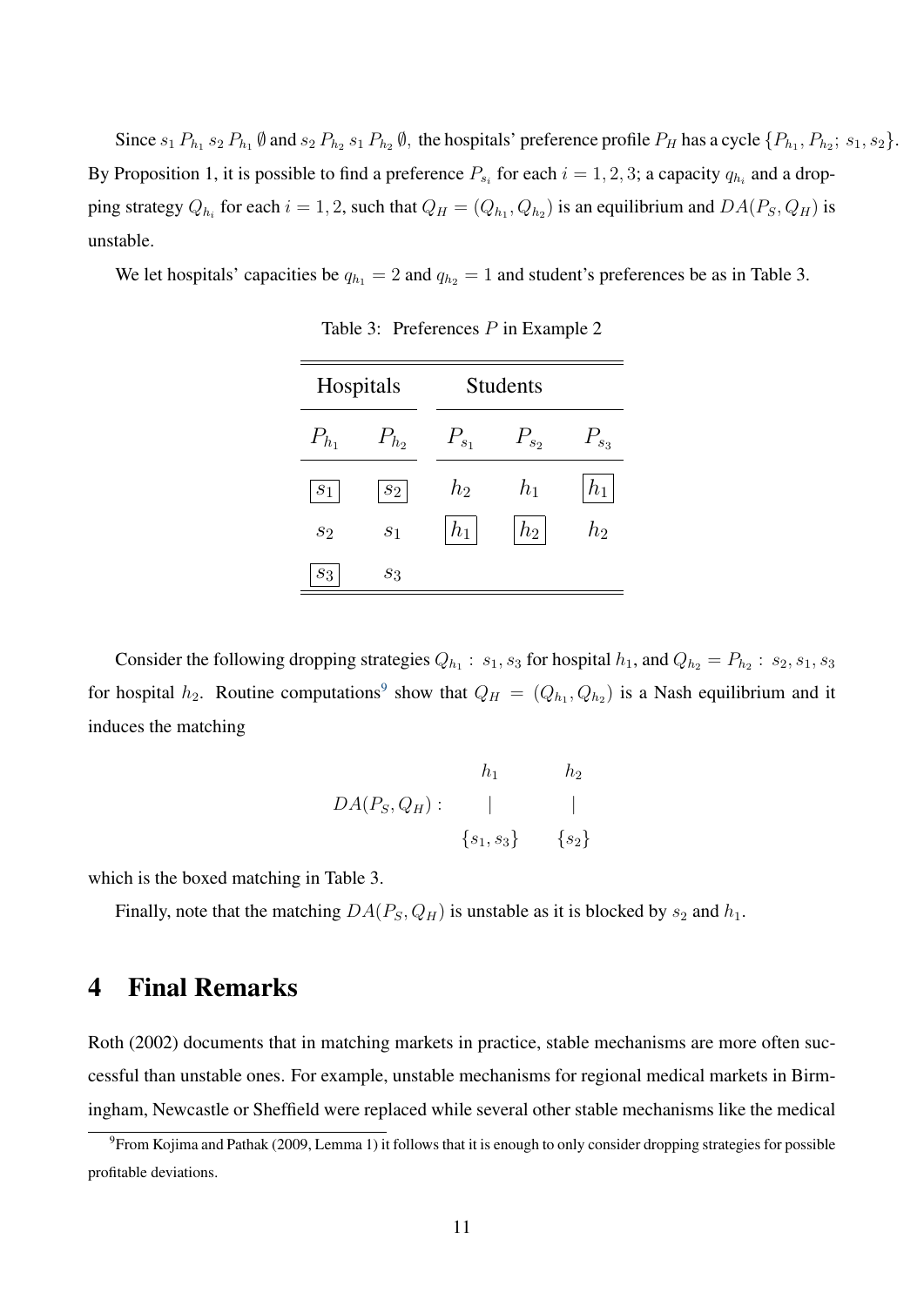Since $s_1 \, P_{h_1} \, s_2 \, P_{h_1} \, \emptyset$ and $s_2 \, P_{h_2} \, s_1 \, P_{h_2} \, \emptyset$, the hospitals' preference profile $P_H$ has a cycle $\{P_{h_1}, P_{h_2}; \; s_1, s_2\}$. By Proposition 1, it is possible to find a preference $P_{s_i}$ for each $i = 1, 2, 3$; a capacity $q_{h_i}$ and a dropping strategy $Q_{h_i}$ for each $i = 1, 2$, such that $Q_H = (Q_{h_1}, Q_{h_2})$ is an equilibrium and $DA(P_S, Q_H)$ is unstable.

We let hospitals' capacities be $q_{h_1} = 2$ and $q_{h_2} = 1$ and student's preferences be as in Table 3.

Table 3: Preferences $P$ in Example 2

| Hospitals | | Students | | |
|---|---|---|---|---|
| $P_{h_1}$ | $P_{h_2}$ | $P_{s_1}$ | $P_{s_2}$ | $P_{s_3}$ |
| $\boxed{s_1}$ | $\boxed{s_2}$ | $h_2$ | $h_1$ | $\boxed{h_1}$ |
| $s_2$ | $s_1$ | $\boxed{h_1}$ | $\boxed{h_2}$ | $h_2$ |
| $\boxed{s_3}$ | $s_3$ | | | |

Consider the following dropping strategies $Q_{h_1} : \; s_1, s_3$ for hospital $h_1$, and $Q_{h_2} = P_{h_2} : \; s_2, s_1, s_3$ for hospital $h_2$. Routine computations[9] show that $Q_H = (Q_{h_1}, Q_{h_2})$ is a Nash equilibrium and it induces the matching

$$DA(P_S, Q_H) : \quad \begin{array}{cc} h_1 & h_2 \\ | & | \\ \{s_1, s_3\} & \{s_2\} \end{array}$$

which is the boxed matching in Table 3.

Finally, note that the matching $DA(P_S, Q_H)$ is unstable as it is blocked by $s_2$ and $h_1$.

# 4 Final Remarks

Roth (2002) documents that in matching markets in practice, stable mechanisms are more often successful than unstable ones. For example, unstable mechanisms for regional medical markets in Birmingham, Newcastle or Sheffield were replaced while several other stable mechanisms like the medical

[9] From Kojima and Pathak (2009, Lemma 1) it follows that it is enough to only consider dropping strategies for possible profitable deviations.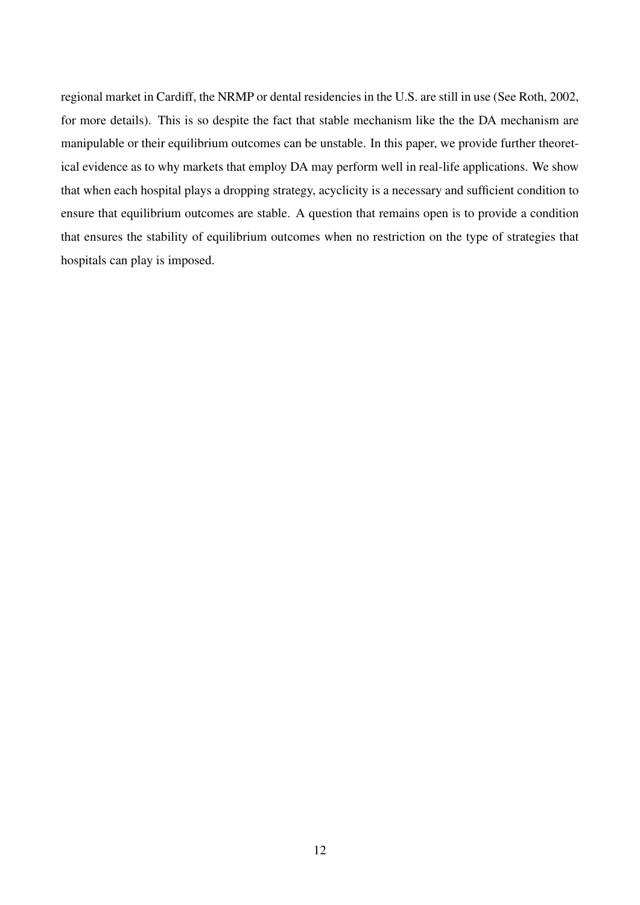regional market in Cardiff, the NRMP or dental residencies in the U.S. are still in use (See Roth, 2002, for more details). This is so despite the fact that stable mechanism like the the DA mechanism are manipulable or their equilibrium outcomes can be unstable. In this paper, we provide further theoretical evidence as to why markets that employ DA may perform well in real-life applications. We show that when each hospital plays a dropping strategy, acyclicity is a necessary and sufficient condition to ensure that equilibrium outcomes are stable. A question that remains open is to provide a condition that ensures the stability of equilibrium outcomes when no restriction on the type of strategies that hospitals can play is imposed.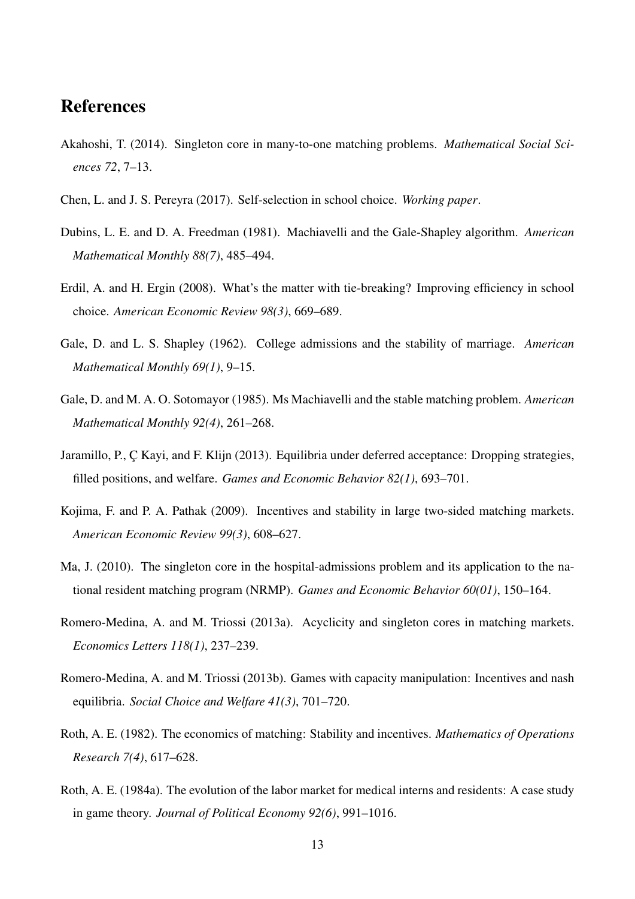# References

Akahoshi, T. (2014). Singleton core in many-to-one matching problems. *Mathematical Social Sciences 72*, 7–13.

Chen, L. and J. S. Pereyra (2017). Self-selection in school choice. *Working paper*.

Dubins, L. E. and D. A. Freedman (1981). Machiavelli and the Gale-Shapley algorithm. *American Mathematical Monthly 88(7)*, 485–494.

Erdil, A. and H. Ergin (2008). What's the matter with tie-breaking? Improving efficiency in school choice. *American Economic Review 98(3)*, 669–689.

Gale, D. and L. S. Shapley (1962). College admissions and the stability of marriage. *American Mathematical Monthly 69(1)*, 9–15.

Gale, D. and M. A. O. Sotomayor (1985). Ms Machiavelli and the stable matching problem. *American Mathematical Monthly 92(4)*, 261–268.

Jaramillo, P., Ç Kayi, and F. Klijn (2013). Equilibria under deferred acceptance: Dropping strategies, filled positions, and welfare. *Games and Economic Behavior 82(1)*, 693–701.

Kojima, F. and P. A. Pathak (2009). Incentives and stability in large two-sided matching markets. *American Economic Review 99(3)*, 608–627.

Ma, J. (2010). The singleton core in the hospital-admissions problem and its application to the national resident matching program (NRMP). *Games and Economic Behavior 60(01)*, 150–164.

Romero-Medina, A. and M. Triossi (2013a). Acyclicity and singleton cores in matching markets. *Economics Letters 118(1)*, 237–239.

Romero-Medina, A. and M. Triossi (2013b). Games with capacity manipulation: Incentives and nash equilibria. *Social Choice and Welfare 41(3)*, 701–720.

Roth, A. E. (1982). The economics of matching: Stability and incentives. *Mathematics of Operations Research 7(4)*, 617–628.

Roth, A. E. (1984a). The evolution of the labor market for medical interns and residents: A case study in game theory. *Journal of Political Economy 92(6)*, 991–1016.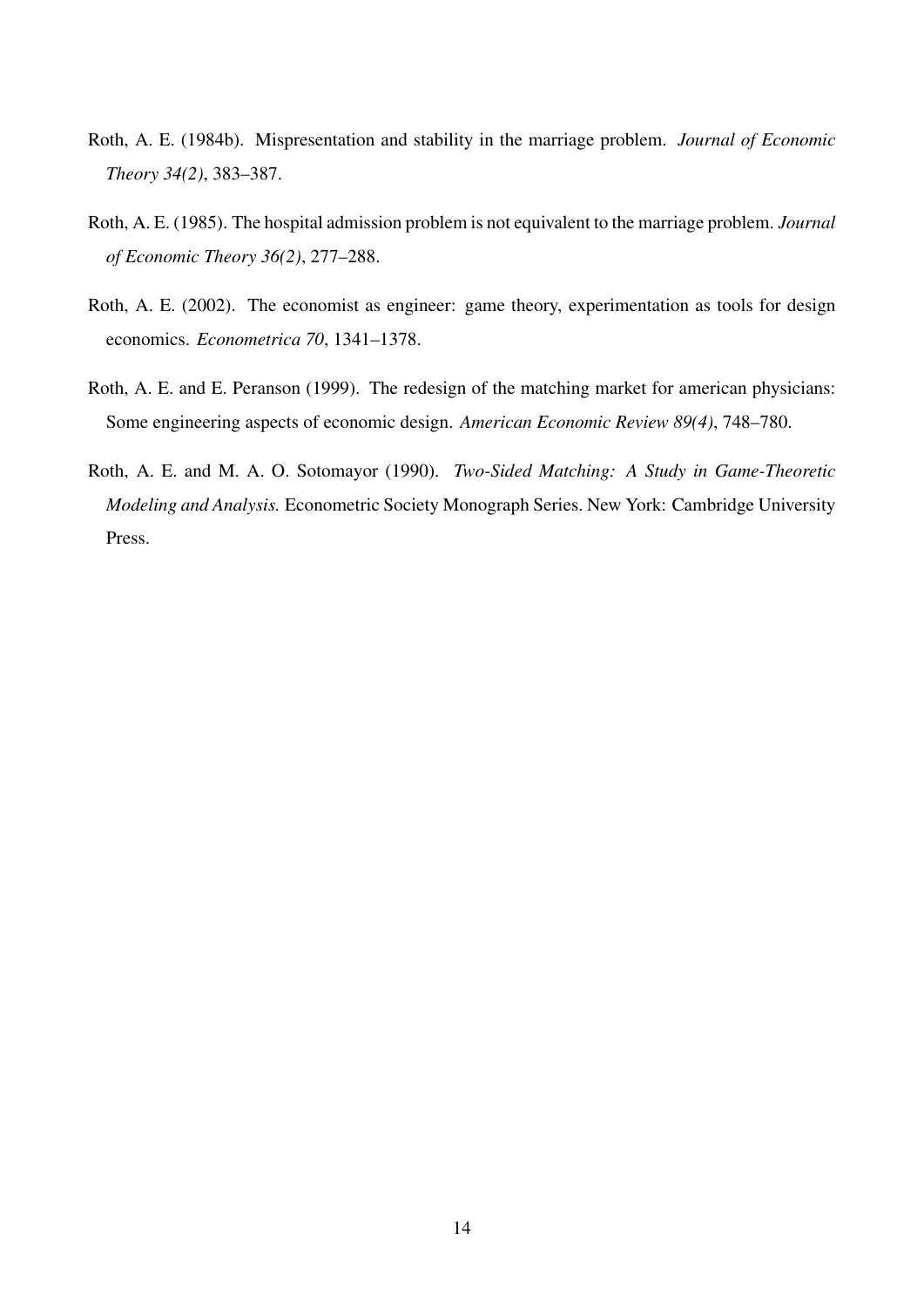Roth, A. E. (1984b). Mispresentation and stability in the marriage problem. *Journal of Economic Theory 34(2)*, 383–387.

Roth, A. E. (1985). The hospital admission problem is not equivalent to the marriage problem. *Journal of Economic Theory 36(2)*, 277–288.

Roth, A. E. (2002). The economist as engineer: game theory, experimentation as tools for design economics. *Econometrica 70*, 1341–1378.

Roth, A. E. and E. Peranson (1999). The redesign of the matching market for american physicians: Some engineering aspects of economic design. *American Economic Review 89(4)*, 748–780.

Roth, A. E. and M. A. O. Sotomayor (1990). *Two-Sided Matching: A Study in Game-Theoretic Modeling and Analysis.* Econometric Society Monograph Series. New York: Cambridge University Press.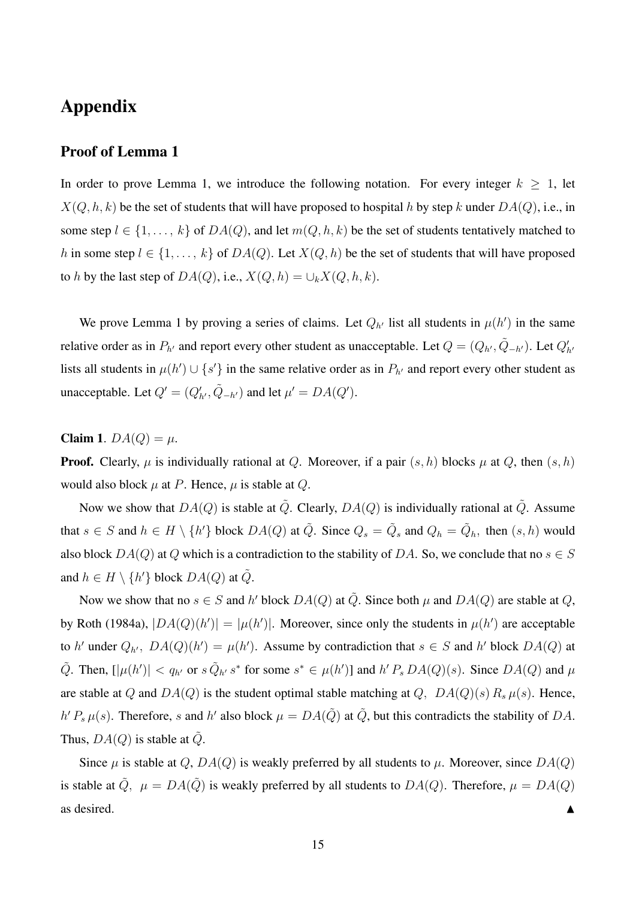# Appendix

## Proof of Lemma 1

In order to prove Lemma 1, we introduce the following notation. For every integer $k \geq 1$, let $X(Q, h, k)$ be the set of students that will have proposed to hospital $h$ by step $k$ under $DA(Q)$, i.e., in some step $l \in \{1, \ldots, k\}$ of $DA(Q)$, and let $m(Q, h, k)$ be the set of students tentatively matched to $h$ in some step $l \in \{1, \ldots, k\}$ of $DA(Q)$. Let $X(Q, h)$ be the set of students that will have proposed to $h$ by the last step of $DA(Q)$, i.e., $X(Q, h) = \cup_k X(Q, h, k)$.

We prove Lemma 1 by proving a series of claims. Let $Q_{h'}$ list all students in $\mu(h')$ in the same relative order as in $P_{h'}$ and report every other student as unacceptable. Let $Q = (Q_{h'}, \tilde{Q}_{-h'})$. Let $Q'_{h'}$ lists all students in $\mu(h') \cup \{s'\}$ in the same relative order as in $P_{h'}$ and report every other student as unacceptable. Let $Q' = (Q'_{h'}, \tilde{Q}_{-h'})$ and let $\mu' = DA(Q')$.

**Claim 1**. $DA(Q) = \mu$.

**Proof.** Clearly, $\mu$ is individually rational at $Q$. Moreover, if a pair $(s, h)$ blocks $\mu$ at $Q$, then $(s, h)$ would also block $\mu$ at $P$. Hence, $\mu$ is stable at $Q$.

Now we show that $DA(Q)$ is stable at $\tilde{Q}$. Clearly, $DA(Q)$ is individually rational at $\tilde{Q}$. Assume that $s \in S$ and $h \in H \setminus \{h'\}$ block $DA(Q)$ at $\tilde{Q}$. Since $Q_s = \tilde{Q}_s$ and $Q_h = \tilde{Q}_h$, then $(s, h)$ would also block $DA(Q)$ at $Q$ which is a contradiction to the stability of $DA$. So, we conclude that no $s \in S$ and $h \in H \setminus \{h'\}$ block $DA(Q)$ at $\tilde{Q}$.

Now we show that no $s \in S$ and $h'$ block $DA(Q)$ at $\tilde{Q}$. Since both $\mu$ and $DA(Q)$ are stable at $Q$, by Roth (1984a), $|DA(Q)(h')| = |\mu(h')|$. Moreover, since only the students in $\mu(h')$ are acceptable to $h'$ under $Q_{h'}$, $DA(Q)(h') = \mu(h')$. Assume by contradiction that $s \in S$ and $h'$ block $DA(Q)$ at $\tilde{Q}$. Then, $[|\mu(h')| < q_{h'}$ or $s \, \tilde{Q}_{h'} \, s^*$ for some $s^* \in \mu(h')]$ and $h' \, P_s \, DA(Q)(s)$. Since $DA(Q)$ and $\mu$ are stable at $Q$ and $DA(Q)$ is the student optimal stable matching at $Q$, $DA(Q)(s) \, R_s \, \mu(s)$. Hence, $h' \, P_s \, \mu(s)$. Therefore, $s$ and $h'$ also block $\mu = DA(\tilde{Q})$ at $\tilde{Q}$, but this contradicts the stability of $DA$. Thus, $DA(Q)$ is stable at $\tilde{Q}$.

Since $\mu$ is stable at $Q$, $DA(Q)$ is weakly preferred by all students to $\mu$. Moreover, since $DA(Q)$ is stable at $\tilde{Q}$, $\mu = DA(\tilde{Q})$ is weakly preferred by all students to $DA(Q)$. Therefore, $\mu = DA(Q)$ as desired. ▲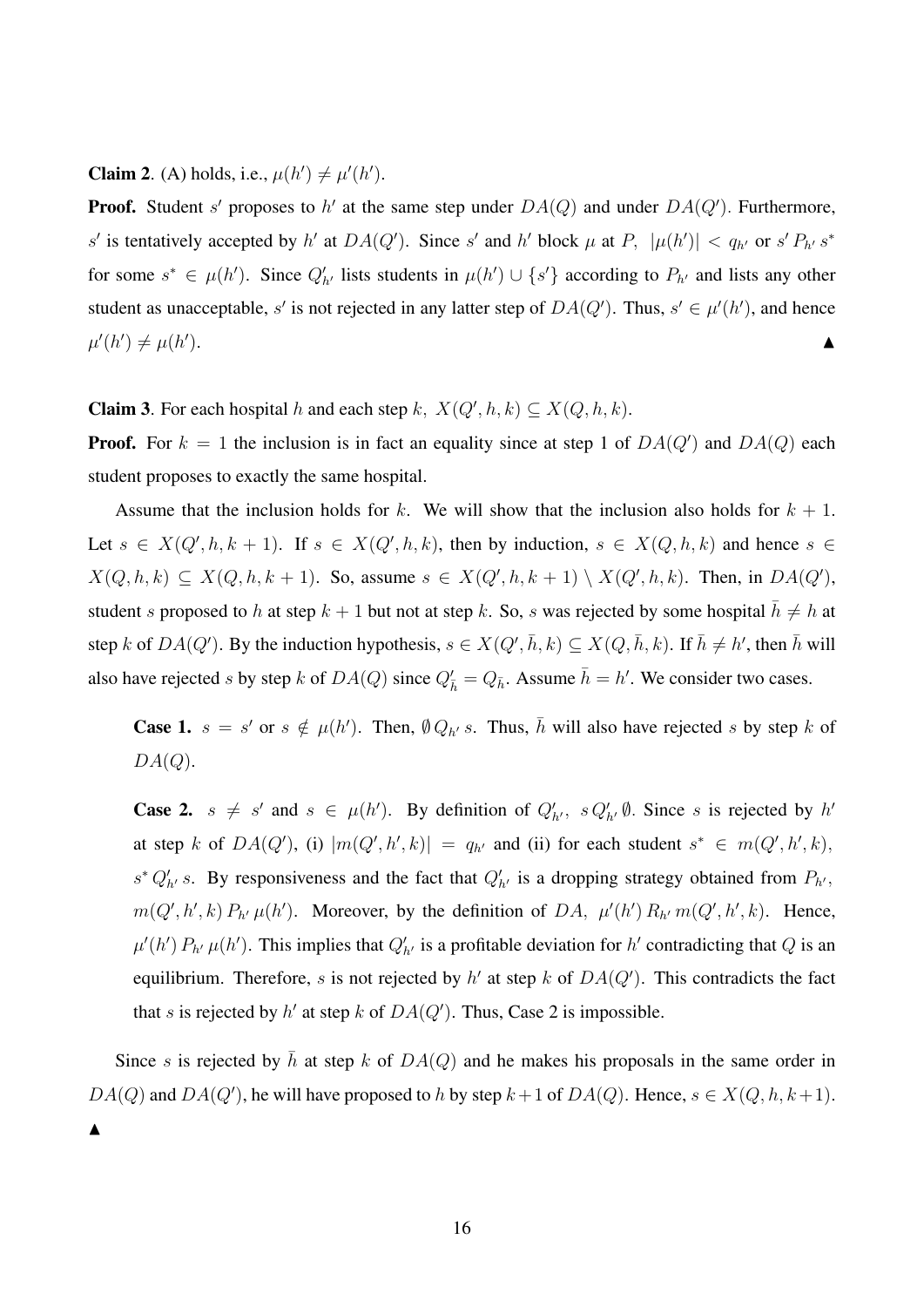**Claim 2**. (A) holds, i.e., $\mu(h') \neq \mu'(h')$.

**Proof.** Student $s'$ proposes to $h'$ at the same step under $DA(Q)$ and under $DA(Q')$. Furthermore, $s'$ is tentatively accepted by $h'$ at $DA(Q')$. Since $s'$ and $h'$ block $\mu$ at $P$, $|\mu(h')| < q_{h'}$ or $s' \, P_{h'} \, s^*$ for some $s^* \in \mu(h')$. Since $Q'_{h'}$ lists students in $\mu(h') \cup \{s'\}$ according to $P_{h'}$ and lists any other student as unacceptable, $s'$ is not rejected in any latter step of $DA(Q')$. Thus, $s' \in \mu'(h')$, and hence $\mu'(h') \neq \mu(h')$. ▲

**Claim 3**. For each hospital $h$ and each step $k$, $X(Q', h, k) \subseteq X(Q, h, k)$.

**Proof.** For $k = 1$ the inclusion is in fact an equality since at step 1 of $DA(Q')$ and $DA(Q)$ each student proposes to exactly the same hospital.

Assume that the inclusion holds for $k$. We will show that the inclusion also holds for $k+1$. Let $s \in X(Q', h, k+1)$. If $s \in X(Q', h, k)$, then by induction, $s \in X(Q, h, k)$ and hence $s \in X(Q, h, k) \subseteq X(Q, h, k+1)$. So, assume $s \in X(Q', h, k+1) \setminus X(Q', h, k)$. Then, in $DA(Q')$, student $s$ proposed to $h$ at step $k+1$ but not at step $k$. So, $s$ was rejected by some hospital $\bar{h} \neq h$ at step $k$ of $DA(Q')$. By the induction hypothesis, $s \in X(Q', \bar{h}, k) \subseteq X(Q, \bar{h}, k)$. If $\bar{h} \neq h'$, then $\bar{h}$ will also have rejected $s$ by step $k$ of $DA(Q)$ since $Q'_{\bar{h}} = Q_{\bar{h}}$. Assume $\bar{h} = h'$. We consider two cases.

> **Case 1.** $s = s'$ or $s \notin \mu(h')$. Then, $\emptyset \, Q_{h'} \, s$. Thus, $\bar{h}$ will also have rejected $s$ by step $k$ of $DA(Q)$.
>
> **Case 2.** $s \neq s'$ and $s \in \mu(h')$. By definition of $Q'_{h'}$, $s \, Q'_{h'} \, \emptyset$. Since $s$ is rejected by $h'$ at step $k$ of $DA(Q')$, (i) $|m(Q', h', k)| = q_{h'}$ and (ii) for each student $s^* \in m(Q', h', k)$, $s^* \, Q'_{h'} \, s$. By responsiveness and the fact that $Q'_{h'}$ is a dropping strategy obtained from $P_{h'}$, $m(Q', h', k) \, P_{h'} \, \mu(h')$. Moreover, by the definition of $DA$, $\mu'(h') \, R_{h'} \, m(Q', h', k)$. Hence, $\mu'(h') \, P_{h'} \, \mu(h')$. This implies that $Q'_{h'}$ is a profitable deviation for $h'$ contradicting that $Q$ is an equilibrium. Therefore, $s$ is not rejected by $h'$ at step $k$ of $DA(Q')$. This contradicts the fact that $s$ is rejected by $h'$ at step $k$ of $DA(Q')$. Thus, Case 2 is impossible.

Since $s$ is rejected by $\bar{h}$ at step $k$ of $DA(Q)$ and he makes his proposals in the same order in $DA(Q)$ and $DA(Q')$, he will have proposed to $h$ by step $k+1$ of $DA(Q)$. Hence, $s \in X(Q, h, k+1)$. ▲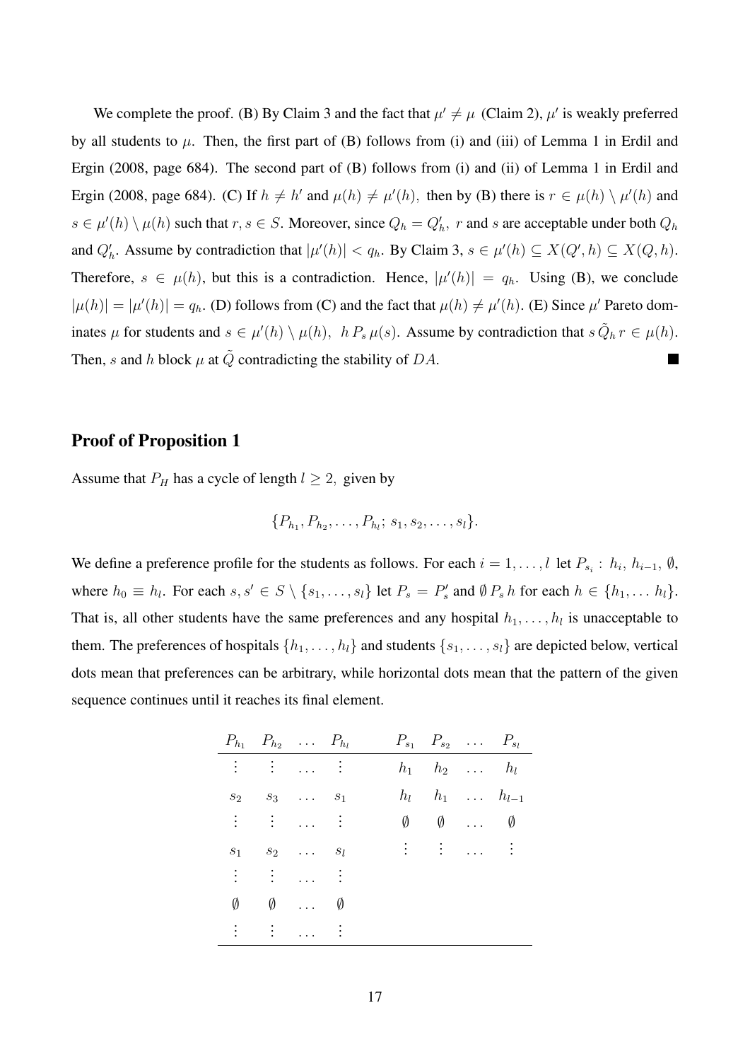We complete the proof. (B) By Claim 3 and the fact that $\mu' \neq \mu$ (Claim 2), $\mu'$ is weakly preferred by all students to $\mu$. Then, the first part of (B) follows from (i) and (iii) of Lemma 1 in Erdil and Ergin (2008, page 684). The second part of (B) follows from (i) and (ii) of Lemma 1 in Erdil and Ergin (2008, page 684). (C) If $h \neq h'$ and $\mu(h) \neq \mu'(h),$ then by (B) there is $r \in \mu(h) \setminus \mu'(h)$ and $s \in \mu'(h) \setminus \mu(h)$ such that $r, s \in S$. Moreover, since $Q_h = Q'_h,$ $r$ and $s$ are acceptable under both $Q_h$ and $Q'_h$. Assume by contradiction that $|\mu'(h)| < q_h$. By Claim 3, $s \in \mu'(h) \subseteq X(Q', h) \subseteq X(Q, h)$. Therefore, $s \in \mu(h)$, but this is a contradiction. Hence, $|\mu'(h)| = q_h$. Using (B), we conclude $|\mu(h)| = |\mu'(h)| = q_h$. (D) follows from (C) and the fact that $\mu(h) \neq \mu'(h)$. (E) Since $\mu'$ Pareto dominates $\mu$ for students and $s \in \mu'(h) \setminus \mu(h),$ $h \, P_s \, \mu(s)$. Assume by contradiction that $s \, \tilde{Q}_h \, r \in \mu(h)$. Then, $s$ and $h$ block $\mu$ at $\tilde{Q}$ contradicting the stability of $DA$. ■

## Proof of Proposition 1

Assume that $P_H$ has a cycle of length $l \geq 2,$ given by

$$\{P_{h_1}, P_{h_2}, \ldots, P_{h_l};\, s_1, s_2, \ldots, s_l\}.$$

We define a preference profile for the students as follows. For each $i = 1, \ldots, l$ let $P_{s_i}: \, h_i, \, h_{i-1}, \, \emptyset,$ where $h_0 \equiv h_l$. For each $s, s' \in S \setminus \{s_1, \ldots, s_l\}$ let $P_s = P'_s$ and $\emptyset \, P_s \, h$ for each $h \in \{h_1, \ldots h_l\}$. That is, all other students have the same preferences and any hospital $h_1, \ldots, h_l$ is unacceptable to them. The preferences of hospitals $\{h_1, \ldots, h_l\}$ and students $\{s_1, \ldots, s_l\}$ are depicted below, vertical dots mean that preferences can be arbitrary, while horizontal dots mean that the pattern of the given sequence continues until it reaches its final element.

| $P_{h_1}$ | $P_{h_2}$ | $\ldots$ | $P_{h_l}$ | | $P_{s_1}$ | $P_{s_2}$ | $\ldots$ | $P_{s_l}$ |
|---|---|---|---|---|---|---|---|---|
| $\vdots$ | $\vdots$ | $\ldots$ | $\vdots$ | | $h_1$ | $h_2$ | $\ldots$ | $h_l$ |
| $s_2$ | $s_3$ | $\ldots$ | $s_1$ | | $h_l$ | $h_1$ | $\ldots$ | $h_{l-1}$ |
| $\vdots$ | $\vdots$ | $\ldots$ | $\vdots$ | | $\emptyset$ | $\emptyset$ | $\ldots$ | $\emptyset$ |
| $s_1$ | $s_2$ | $\ldots$ | $s_l$ | | $\vdots$ | $\vdots$ | $\ldots$ | $\vdots$ |
| $\vdots$ | $\vdots$ | $\ldots$ | $\vdots$ | | | | | |
| $\emptyset$ | $\emptyset$ | $\ldots$ | $\emptyset$ | | | | | |
| $\vdots$ | $\vdots$ | $\ldots$ | $\vdots$ | | | | | |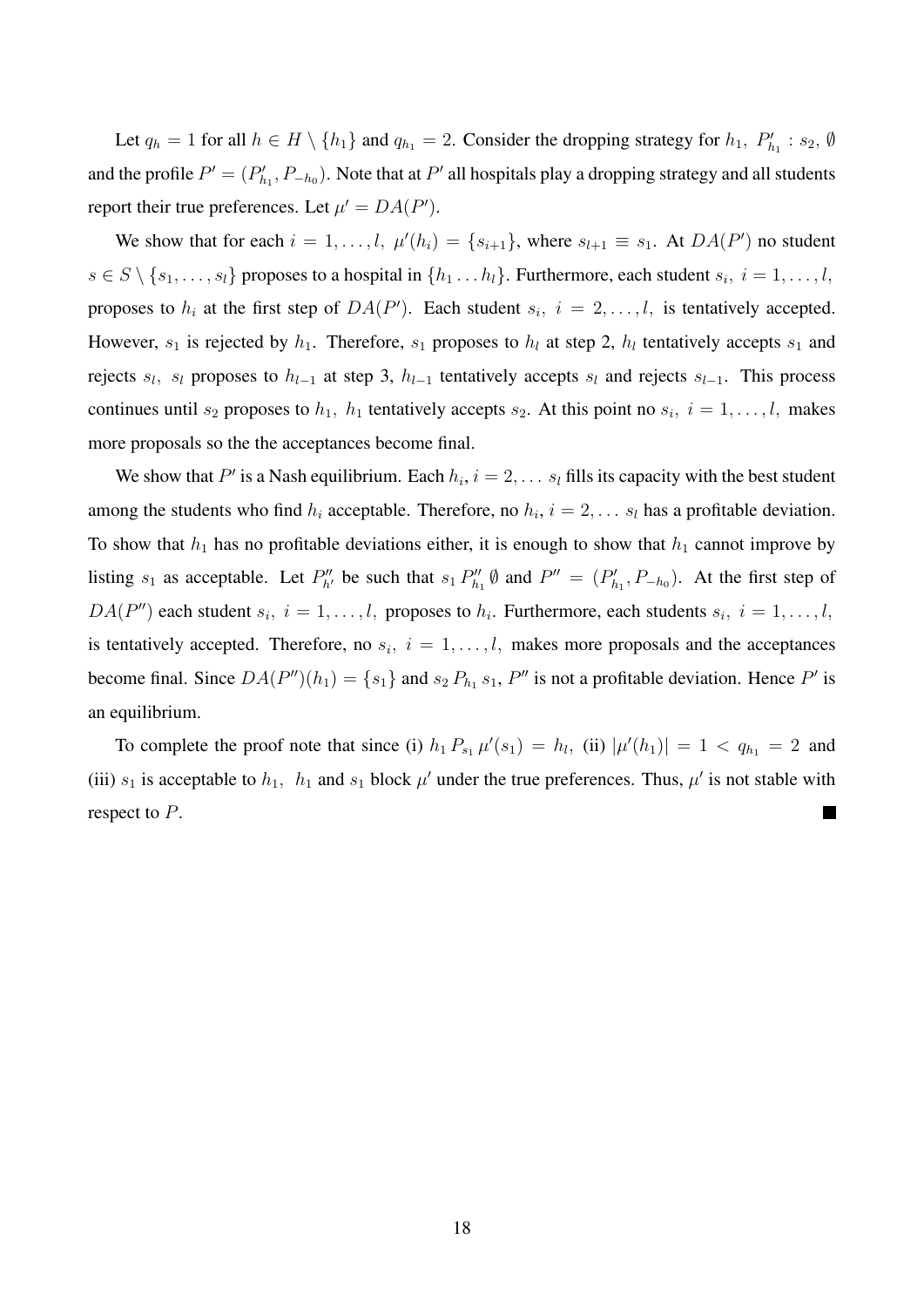Let $q_h = 1$ for all $h \in H \setminus \{h_1\}$ and $q_{h_1} = 2$. Consider the dropping strategy for $h_1$, $P'_{h_1} : s_2, \emptyset$ and the profile $P' = (P'_{h_1}, P_{-h_0})$. Note that at $P'$ all hospitals play a dropping strategy and all students report their true preferences. Let $\mu' = DA(P')$.

We show that for each $i = 1, \ldots, l,\ \mu'(h_i) = \{s_{i+1}\}$, where $s_{l+1} \equiv s_1$. At $DA(P')$ no student $s \in S \setminus \{s_1, \ldots, s_l\}$ proposes to a hospital in $\{h_1 \ldots h_l\}$. Furthermore, each student $s_i,\ i = 1, \ldots, l,$ proposes to $h_i$ at the first step of $DA(P')$. Each student $s_i,\ i = 2, \ldots, l,$ is tentatively accepted. However, $s_1$ is rejected by $h_1$. Therefore, $s_1$ proposes to $h_l$ at step 2, $h_l$ tentatively accepts $s_1$ and rejects $s_l$, $s_l$ proposes to $h_{l-1}$ at step 3, $h_{l-1}$ tentatively accepts $s_l$ and rejects $s_{l-1}$. This process continues until $s_2$ proposes to $h_1$, $h_1$ tentatively accepts $s_2$. At this point no $s_i,\ i = 1, \ldots, l,$ makes more proposals so the the acceptances become final.

We show that $P'$ is a Nash equilibrium. Each $h_i, i = 2, \ldots s_l$ fills its capacity with the best student among the students who find $h_i$ acceptable. Therefore, no $h_i,\ i = 2, \ldots s_l$ has a profitable deviation. To show that $h_1$ has no profitable deviations either, it is enough to show that $h_1$ cannot improve by listing $s_1$ as acceptable. Let $P''_{h'}$ be such that $s_1 \, P''_{h_1} \, \emptyset$ and $P'' = (P'_{h_1}, P_{-h_0})$. At the first step of $DA(P'')$ each student $s_i,\ i = 1, \ldots, l,$ proposes to $h_i$. Furthermore, each students $s_i,\ i = 1, \ldots, l,$ is tentatively accepted. Therefore, no $s_i,\ i = 1, \ldots, l,$ makes more proposals and the acceptances become final. Since $DA(P'')(h_1) = \{s_1\}$ and $s_2 \, P_{h_1} \, s_1$, $P''$ is not a profitable deviation. Hence $P'$ is an equilibrium.

To complete the proof note that since (i) $h_1 \, P_{s_1} \, \mu'(s_1) = h_l$, (ii) $|\mu'(h_1)| = 1 < q_{h_1} = 2$ and (iii) $s_1$ is acceptable to $h_1$, $h_1$ and $s_1$ block $\mu'$ under the true preferences. Thus, $\mu'$ is not stable with respect to $P$. ■